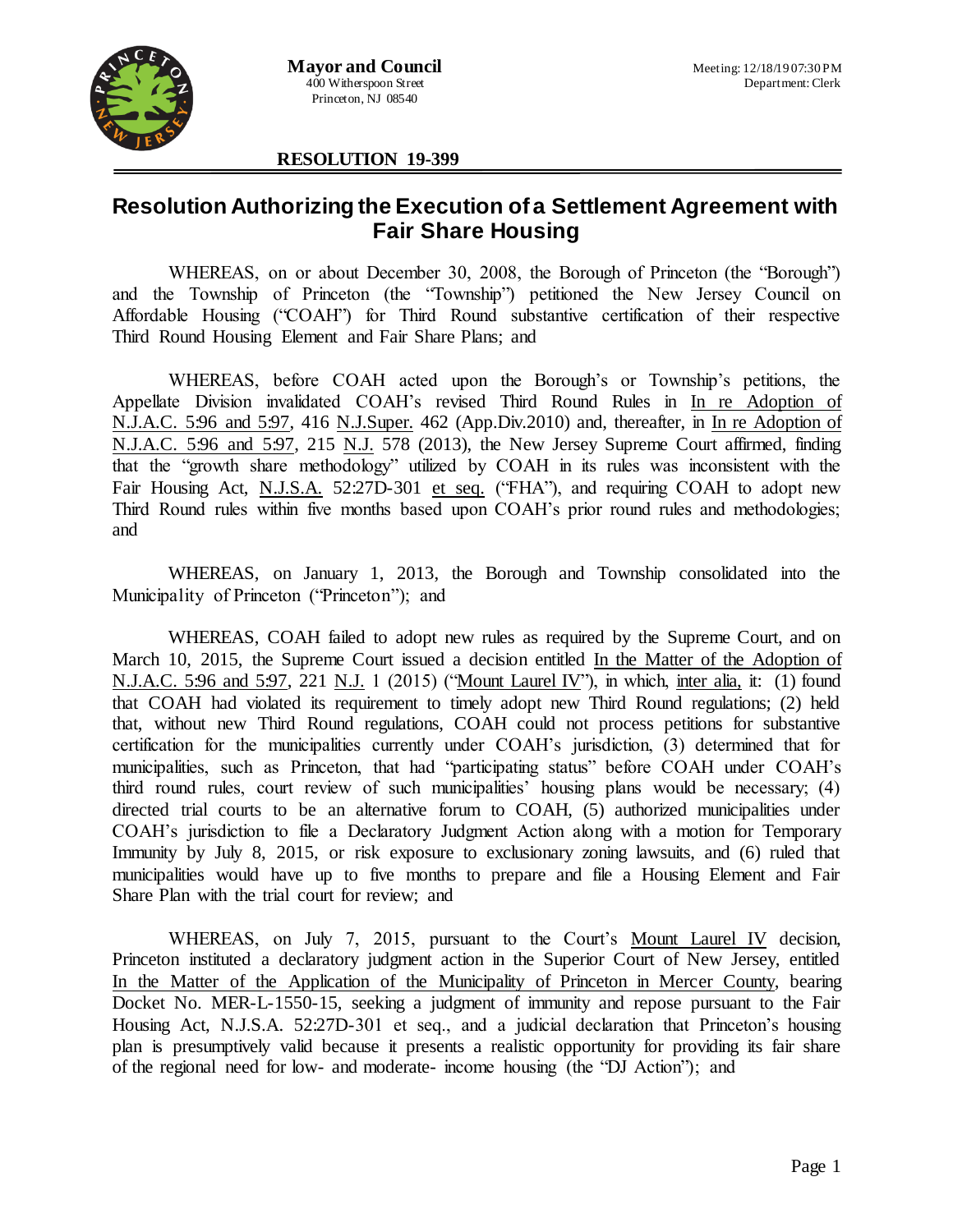**Mayor and Council**
400 Witherspoon Street
Princeton, NJ 08540

Meeting: 12/18/19 07:30 PM
Department: Clerk

**RESOLUTION 19-399**

# Resolution Authorizing the Execution of a Settlement Agreement with Fair Share Housing

WHEREAS, on or about December 30, 2008, the Borough of Princeton (the "Borough") and the Township of Princeton (the "Township") petitioned the New Jersey Council on Affordable Housing ("COAH") for Third Round substantive certification of their respective Third Round Housing Element and Fair Share Plans; and

WHEREAS, before COAH acted upon the Borough's or Township's petitions, the Appellate Division invalidated COAH's revised Third Round Rules in In re Adoption of N.J.A.C. 5:96 and 5:97, 416 N.J.Super. 462 (App.Div.2010) and, thereafter, in In re Adoption of N.J.A.C. 5:96 and 5:97, 215 N.J. 578 (2013), the New Jersey Supreme Court affirmed, finding that the "growth share methodology" utilized by COAH in its rules was inconsistent with the Fair Housing Act, N.J.S.A. 52:27D-301 et seq. ("FHA"), and requiring COAH to adopt new Third Round rules within five months based upon COAH's prior round rules and methodologies; and

WHEREAS, on January 1, 2013, the Borough and Township consolidated into the Municipality of Princeton ("Princeton"); and

WHEREAS, COAH failed to adopt new rules as required by the Supreme Court, and on March 10, 2015, the Supreme Court issued a decision entitled In the Matter of the Adoption of N.J.A.C. 5:96 and 5:97, 221 N.J. 1 (2015) ("Mount Laurel IV"), in which, inter alia, it: (1) found that COAH had violated its requirement to timely adopt new Third Round regulations; (2) held that, without new Third Round regulations, COAH could not process petitions for substantive certification for the municipalities currently under COAH's jurisdiction, (3) determined that for municipalities, such as Princeton, that had "participating status" before COAH under COAH's third round rules, court review of such municipalities' housing plans would be necessary; (4) directed trial courts to be an alternative forum to COAH, (5) authorized municipalities under COAH's jurisdiction to file a Declaratory Judgment Action along with a motion for Temporary Immunity by July 8, 2015, or risk exposure to exclusionary zoning lawsuits, and (6) ruled that municipalities would have up to five months to prepare and file a Housing Element and Fair Share Plan with the trial court for review; and

WHEREAS, on July 7, 2015, pursuant to the Court's Mount Laurel IV decision, Princeton instituted a declaratory judgment action in the Superior Court of New Jersey, entitled In the Matter of the Application of the Municipality of Princeton in Mercer County, bearing Docket No. MER-L-1550-15, seeking a judgment of immunity and repose pursuant to the Fair Housing Act, N.J.S.A. 52:27D-301 et seq., and a judicial declaration that Princeton's housing plan is presumptively valid because it presents a realistic opportunity for providing its fair share of the regional need for low- and moderate- income housing (the "DJ Action"); and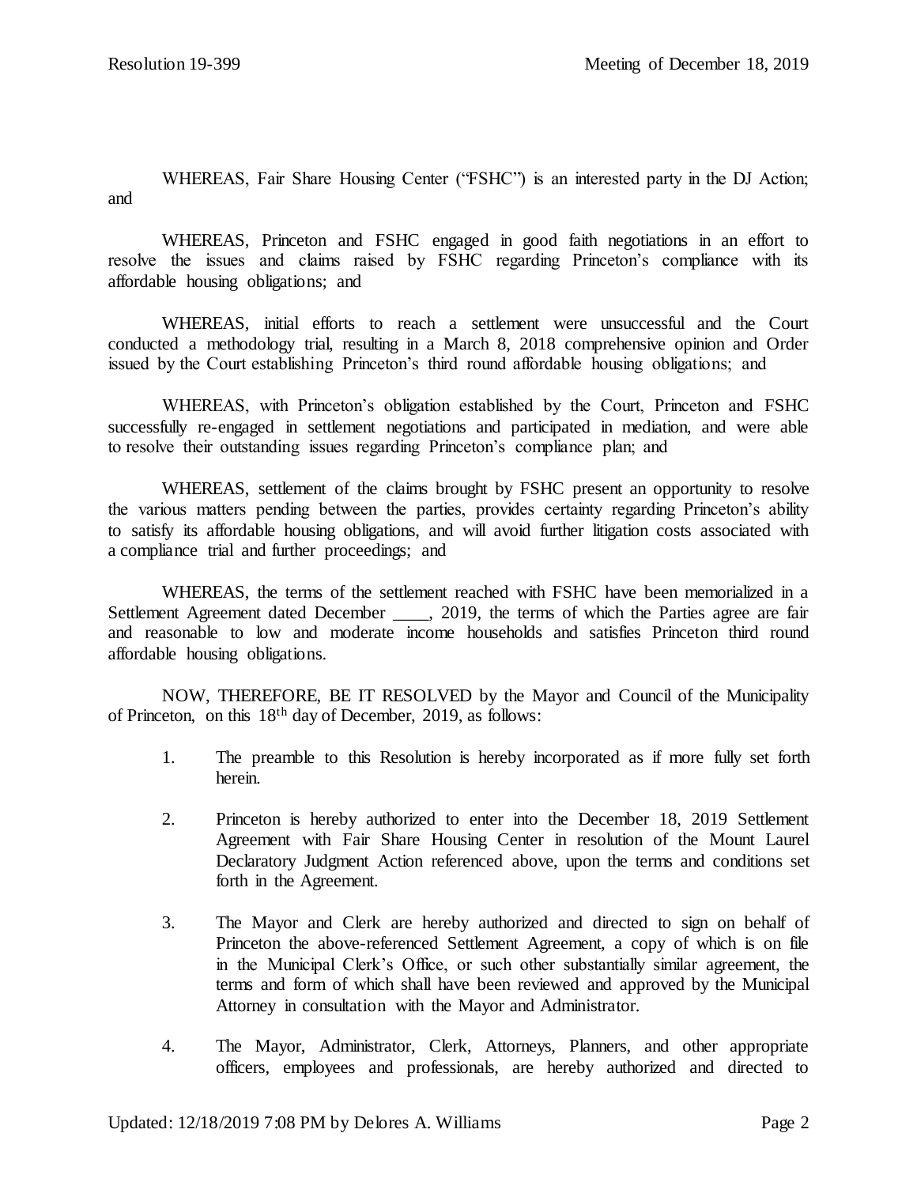WHEREAS, Fair Share Housing Center ("FSHC") is an interested party in the DJ Action; and

WHEREAS, Princeton and FSHC engaged in good faith negotiations in an effort to resolve the issues and claims raised by FSHC regarding Princeton's compliance with its affordable housing obligations; and

WHEREAS, initial efforts to reach a settlement were unsuccessful and the Court conducted a methodology trial, resulting in a March 8, 2018 comprehensive opinion and Order issued by the Court establishing Princeton's third round affordable housing obligations; and

WHEREAS, with Princeton's obligation established by the Court, Princeton and FSHC successfully re-engaged in settlement negotiations and participated in mediation, and were able to resolve their outstanding issues regarding Princeton's compliance plan; and

WHEREAS, settlement of the claims brought by FSHC present an opportunity to resolve the various matters pending between the parties, provides certainty regarding Princeton's ability to satisfy its affordable housing obligations, and will avoid further litigation costs associated with a compliance trial and further proceedings; and

WHEREAS, the terms of the settlement reached with FSHC have been memorialized in a Settlement Agreement dated December ____, 2019, the terms of which the Parties agree are fair and reasonable to low and moderate income households and satisfies Princeton third round affordable housing obligations.

NOW, THEREFORE, BE IT RESOLVED by the Mayor and Council of the Municipality of Princeton, on this 18th day of December, 2019, as follows:

1. The preamble to this Resolution is hereby incorporated as if more fully set forth herein.

2. Princeton is hereby authorized to enter into the December 18, 2019 Settlement Agreement with Fair Share Housing Center in resolution of the Mount Laurel Declaratory Judgment Action referenced above, upon the terms and conditions set forth in the Agreement.

3. The Mayor and Clerk are hereby authorized and directed to sign on behalf of Princeton the above-referenced Settlement Agreement, a copy of which is on file in the Municipal Clerk's Office, or such other substantially similar agreement, the terms and form of which shall have been reviewed and approved by the Municipal Attorney in consultation with the Mayor and Administrator.

4. The Mayor, Administrator, Clerk, Attorneys, Planners, and other appropriate officers, employees and professionals, are hereby authorized and directed to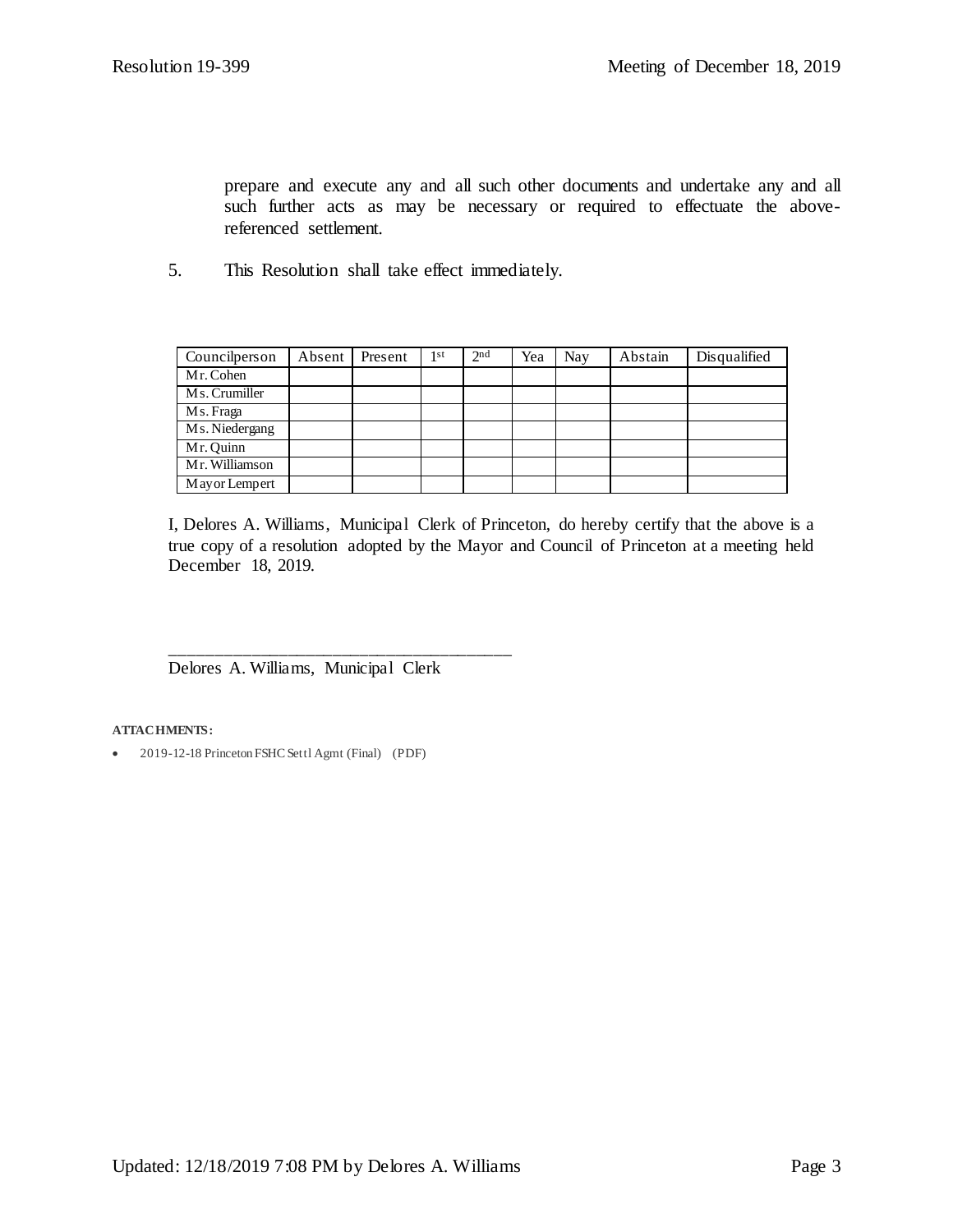prepare and execute any and all such other documents and undertake any and all such further acts as may be necessary or required to effectuate the above-referenced settlement.

5. This Resolution shall take effect immediately.

| Councilperson | Absent | Present | 1st | 2nd | Yea | Nay | Abstain | Disqualified |
|---|---|---|---|---|---|---|---|---|
| Mr. Cohen | | | | | | | | |
| Ms. Crumiller | | | | | | | | |
| Ms. Fraga | | | | | | | | |
| Ms. Niedergang | | | | | | | | |
| Mr. Quinn | | | | | | | | |
| Mr. Williamson | | | | | | | | |
| Mayor Lempert | | | | | | | | |

I, Delores A. Williams, Municipal Clerk of Princeton, do hereby certify that the above is a true copy of a resolution adopted by the Mayor and Council of Princeton at a meeting held December 18, 2019.

\_\_\_\_\_\_\_\_\_\_\_\_\_\_\_\_\_\_\_\_\_\_\_\_\_\_\_\_\_\_\_\_\_\_\_\_\_\_\_\_

Delores A. Williams, Municipal Clerk

**ATTACHMENTS:**

- 2019-12-18 Princeton FSHC Settl Agmt (Final) (PDF)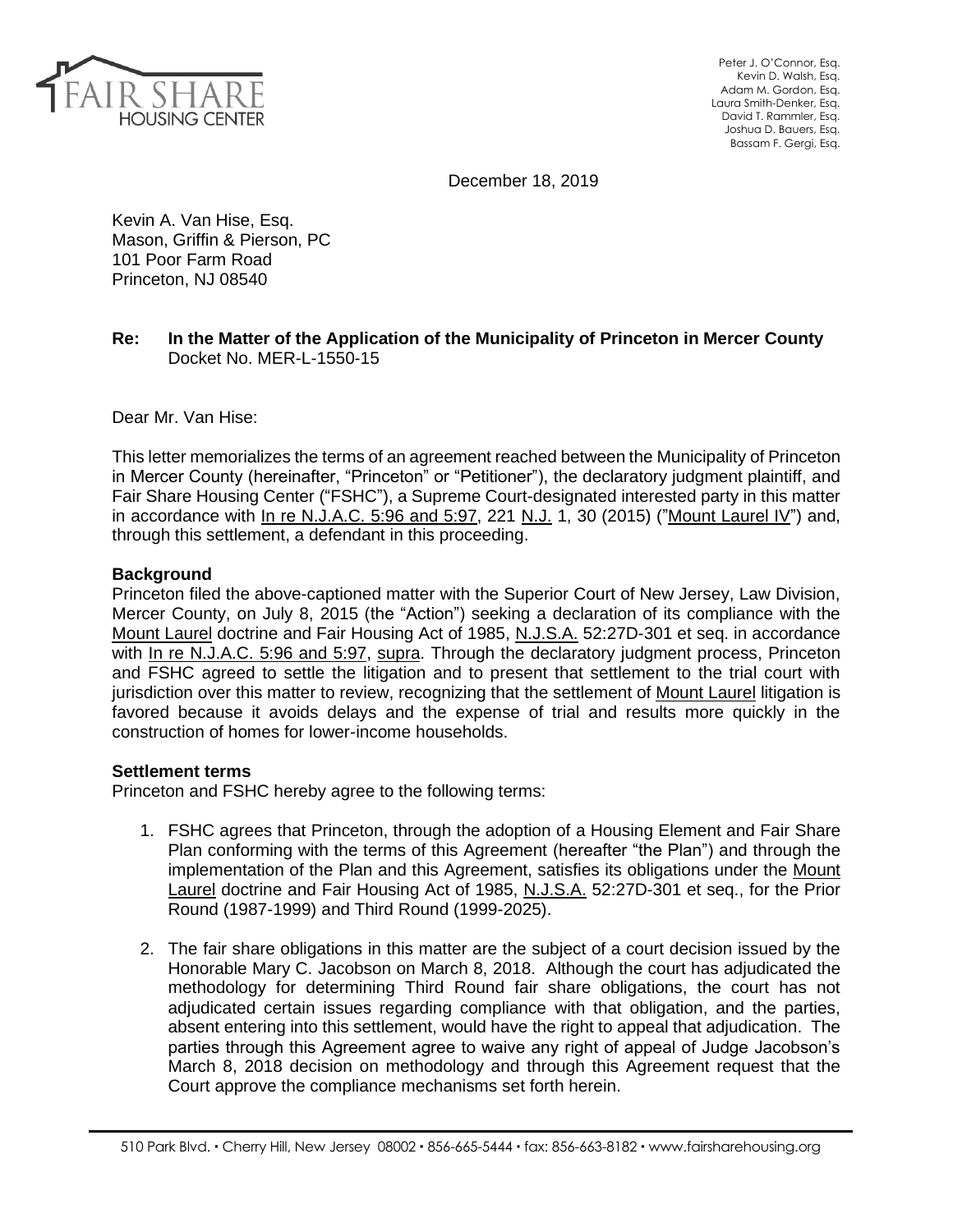Peter J. O'Connor, Esq.
Kevin D. Walsh, Esq.
Adam M. Gordon, Esq.
Laura Smith-Denker, Esq.
David T. Rammler, Esq.
Joshua D. Bauers, Esq.
Bassam F. Gergi, Esq.

December 18, 2019

Kevin A. Van Hise, Esq.
Mason, Griffin & Pierson, PC
101 Poor Farm Road
Princeton, NJ 08540

**Re: In the Matter of the Application of the Municipality of Princeton in Mercer County**
Docket No. MER-L-1550-15

Dear Mr. Van Hise:

This letter memorializes the terms of an agreement reached between the Municipality of Princeton in Mercer County (hereinafter, "Princeton" or "Petitioner"), the declaratory judgment plaintiff, and Fair Share Housing Center ("FSHC"), a Supreme Court-designated interested party in this matter in accordance with In re N.J.A.C. 5:96 and 5:97, 221 N.J. 1, 30 (2015) ("Mount Laurel IV") and, through this settlement, a defendant in this proceeding.

**Background**

Princeton filed the above-captioned matter with the Superior Court of New Jersey, Law Division, Mercer County, on July 8, 2015 (the "Action") seeking a declaration of its compliance with the Mount Laurel doctrine and Fair Housing Act of 1985, N.J.S.A. 52:27D-301 et seq. in accordance with In re N.J.A.C. 5:96 and 5:97, supra. Through the declaratory judgment process, Princeton and FSHC agreed to settle the litigation and to present that settlement to the trial court with jurisdiction over this matter to review, recognizing that the settlement of Mount Laurel litigation is favored because it avoids delays and the expense of trial and results more quickly in the construction of homes for lower-income households.

**Settlement terms**

Princeton and FSHC hereby agree to the following terms:

1. FSHC agrees that Princeton, through the adoption of a Housing Element and Fair Share Plan conforming with the terms of this Agreement (hereafter "the Plan") and through the implementation of the Plan and this Agreement, satisfies its obligations under the Mount Laurel doctrine and Fair Housing Act of 1985, N.J.S.A. 52:27D-301 et seq., for the Prior Round (1987-1999) and Third Round (1999-2025).

2. The fair share obligations in this matter are the subject of a court decision issued by the Honorable Mary C. Jacobson on March 8, 2018. Although the court has adjudicated the methodology for determining Third Round fair share obligations, the court has not adjudicated certain issues regarding compliance with that obligation, and the parties, absent entering into this settlement, would have the right to appeal that adjudication. The parties through this Agreement agree to waive any right of appeal of Judge Jacobson's March 8, 2018 decision on methodology and through this Agreement request that the Court approve the compliance mechanisms set forth herein.

510 Park Blvd. • Cherry Hill, New Jersey 08002 • 856-665-5444 • fax: 856-663-8182 • www.fairsharehousing.org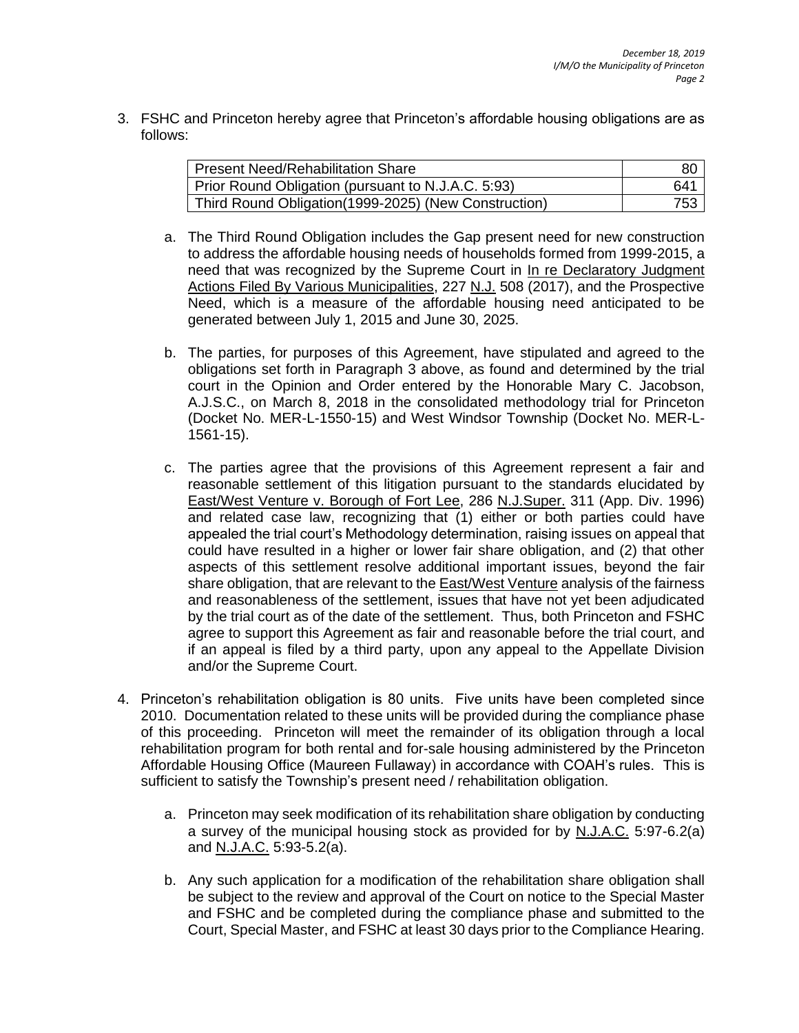3. FSHC and Princeton hereby agree that Princeton's affordable housing obligations are as follows:

| | |
|---|---|
| Present Need/Rehabilitation Share | 80 |
| Prior Round Obligation (pursuant to N.J.A.C. 5:93) | 641 |
| Third Round Obligation(1999-2025) (New Construction) | 753 |

   a. The Third Round Obligation includes the Gap present need for new construction to address the affordable housing needs of households formed from 1999-2015, a need that was recognized by the Supreme Court in In re Declaratory Judgment Actions Filed By Various Municipalities, 227 N.J. 508 (2017), and the Prospective Need, which is a measure of the affordable housing need anticipated to be generated between July 1, 2015 and June 30, 2025.

   b. The parties, for purposes of this Agreement, have stipulated and agreed to the obligations set forth in Paragraph 3 above, as found and determined by the trial court in the Opinion and Order entered by the Honorable Mary C. Jacobson, A.J.S.C., on March 8, 2018 in the consolidated methodology trial for Princeton (Docket No. MER-L-1550-15) and West Windsor Township (Docket No. MER-L-1561-15).

   c. The parties agree that the provisions of this Agreement represent a fair and reasonable settlement of this litigation pursuant to the standards elucidated by East/West Venture v. Borough of Fort Lee, 286 N.J.Super. 311 (App. Div. 1996) and related case law, recognizing that (1) either or both parties could have appealed the trial court's Methodology determination, raising issues on appeal that could have resulted in a higher or lower fair share obligation, and (2) that other aspects of this settlement resolve additional important issues, beyond the fair share obligation, that are relevant to the East/West Venture analysis of the fairness and reasonableness of the settlement, issues that have not yet been adjudicated by the trial court as of the date of the settlement. Thus, both Princeton and FSHC agree to support this Agreement as fair and reasonable before the trial court, and if an appeal is filed by a third party, upon any appeal to the Appellate Division and/or the Supreme Court.

4. Princeton's rehabilitation obligation is 80 units. Five units have been completed since 2010. Documentation related to these units will be provided during the compliance phase of this proceeding. Princeton will meet the remainder of its obligation through a local rehabilitation program for both rental and for-sale housing administered by the Princeton Affordable Housing Office (Maureen Fullaway) in accordance with COAH's rules. This is sufficient to satisfy the Township's present need / rehabilitation obligation.

   a. Princeton may seek modification of its rehabilitation share obligation by conducting a survey of the municipal housing stock as provided for by N.J.A.C. 5:97-6.2(a) and N.J.A.C. 5:93-5.2(a).

   b. Any such application for a modification of the rehabilitation share obligation shall be subject to the review and approval of the Court on notice to the Special Master and FSHC and be completed during the compliance phase and submitted to the Court, Special Master, and FSHC at least 30 days prior to the Compliance Hearing.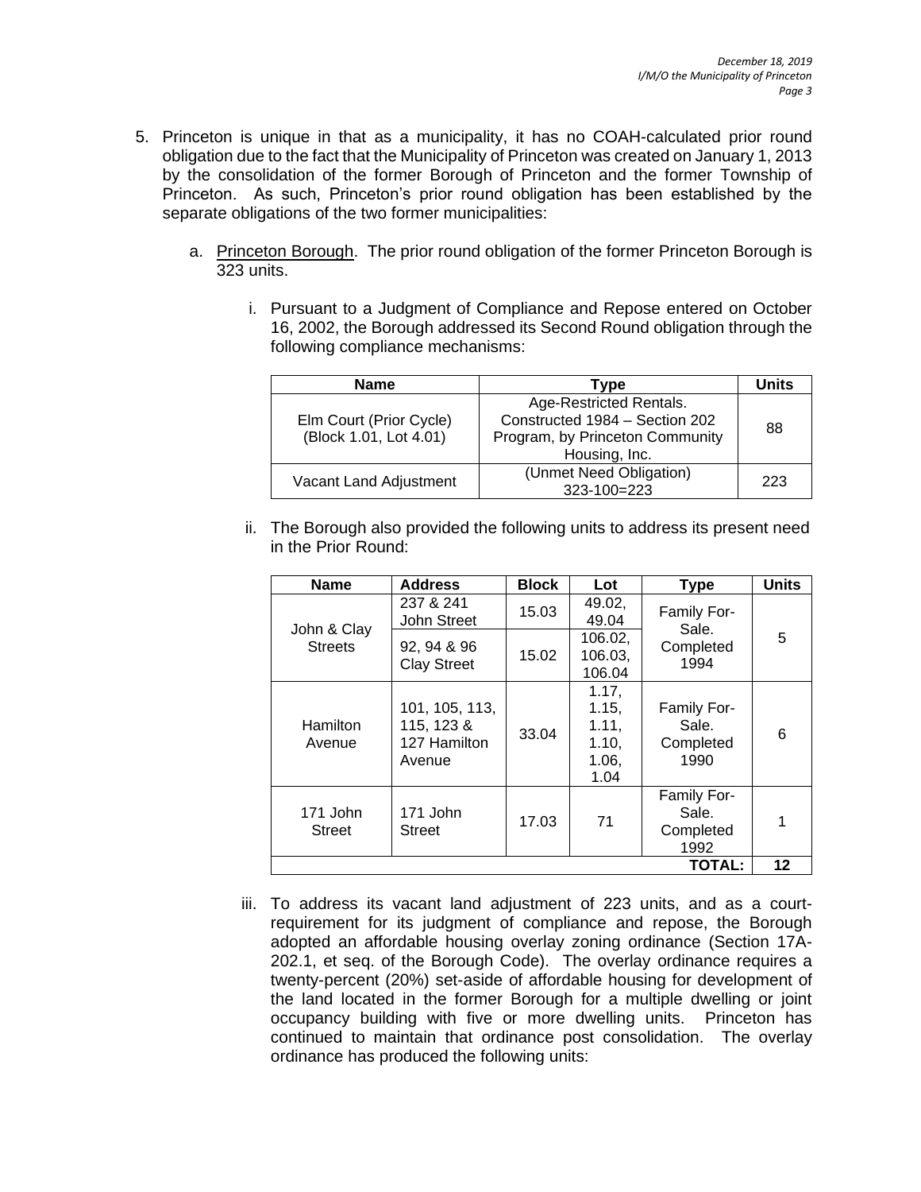5. Princeton is unique in that as a municipality, it has no COAH-calculated prior round obligation due to the fact that the Municipality of Princeton was created on January 1, 2013 by the consolidation of the former Borough of Princeton and the former Township of Princeton. As such, Princeton's prior round obligation has been established by the separate obligations of the two former municipalities:

   a. Princeton Borough. The prior round obligation of the former Princeton Borough is 323 units.

      i. Pursuant to a Judgment of Compliance and Repose entered on October 16, 2002, the Borough addressed its Second Round obligation through the following compliance mechanisms:

| Name | Type | Units |
|---|---|---|
| Elm Court (Prior Cycle) (Block 1.01, Lot 4.01) | Age-Restricted Rentals. Constructed 1984 – Section 202 Program, by Princeton Community Housing, Inc. | 88 |
| Vacant Land Adjustment | (Unmet Need Obligation) 323-100=223 | 223 |

      ii. The Borough also provided the following units to address its present need in the Prior Round:

| Name | Address | Block | Lot | Type | Units |
|---|---|---|---|---|---|
| John & Clay Streets | 237 & 241 John Street | 15.03 | 49.02, 49.04 | Family For-Sale. Completed 1994 | 5 |
| | 92, 94 & 96 Clay Street | 15.02 | 106.02, 106.03, 106.04 | | |
| Hamilton Avenue | 101, 105, 113, 115, 123 & 127 Hamilton Avenue | 33.04 | 1.17, 1.15, 1.11, 1.10, 1.06, 1.04 | Family For-Sale. Completed 1990 | 6 |
| 171 John Street | 171 John Street | 17.03 | 71 | Family For-Sale. Completed 1992 | 1 |
| | | | | **TOTAL:** | **12** |

      iii. To address its vacant land adjustment of 223 units, and as a court-requirement for its judgment of compliance and repose, the Borough adopted an affordable housing overlay zoning ordinance (Section 17A-202.1, et seq. of the Borough Code). The overlay ordinance requires a twenty-percent (20%) set-aside of affordable housing for development of the land located in the former Borough for a multiple dwelling or joint occupancy building with five or more dwelling units. Princeton has continued to maintain that ordinance post consolidation. The overlay ordinance has produced the following units: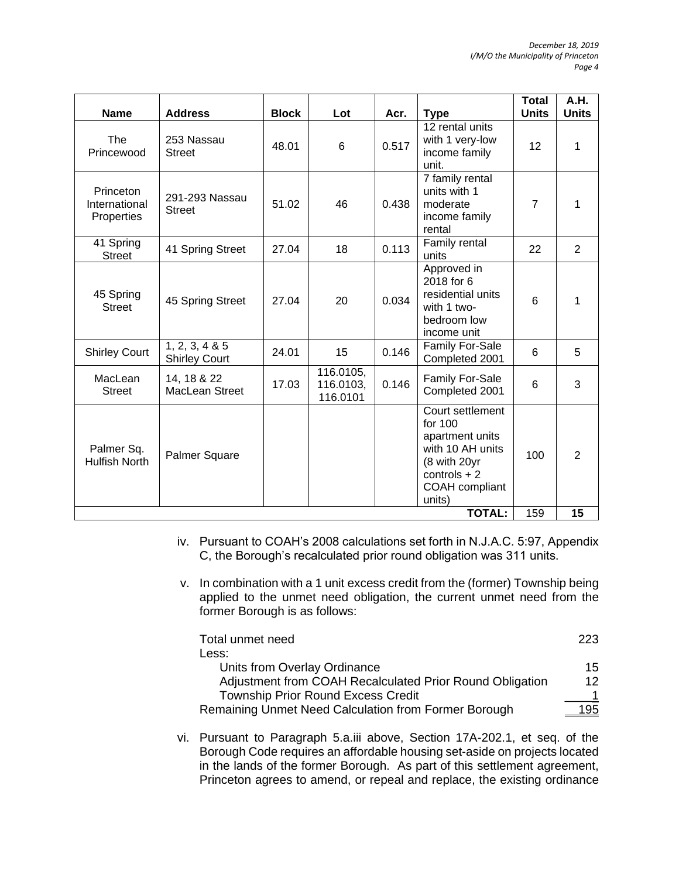| Name | Address | Block | Lot | Acr. | Type | Total Units | A.H. Units |
|---|---|---|---|---|---|---|---|
| The Princewood | 253 Nassau Street | 48.01 | 6 | 0.517 | 12 rental units with 1 very-low income family unit. | 12 | 1 |
| Princeton International Properties | 291-293 Nassau Street | 51.02 | 46 | 0.438 | 7 family rental units with 1 moderate income family rental | 7 | 1 |
| 41 Spring Street | 41 Spring Street | 27.04 | 18 | 0.113 | Family rental units | 22 | 2 |
| 45 Spring Street | 45 Spring Street | 27.04 | 20 | 0.034 | Approved in 2018 for 6 residential units with 1 two-bedroom low income unit | 6 | 1 |
| Shirley Court | 1, 2, 3, 4 & 5 Shirley Court | 24.01 | 15 | 0.146 | Family For-Sale Completed 2001 | 6 | 5 |
| MacLean Street | 14, 18 & 22 MacLean Street | 17.03 | 116.0105, 116.0103, 116.0101 | 0.146 | Family For-Sale Completed 2001 | 6 | 3 |
| Palmer Sq. Hulfish North | Palmer Square | | | | Court settlement for 100 apartment units with 10 AH units (8 with 20yr controls + 2 COAH compliant units) | 100 | 2 |
| | | | | | **TOTAL:** | 159 | **15** |

iv. Pursuant to COAH's 2008 calculations set forth in N.J.A.C. 5:97, Appendix C, the Borough's recalculated prior round obligation was 311 units.

v. In combination with a 1 unit excess credit from the (former) Township being applied to the unmet need obligation, the current unmet need from the former Borough is as follows:

| | |
|---|---|
| Total unmet need | 223 |
| Less: | |
| Units from Overlay Ordinance | 15 |
| Adjustment from COAH Recalculated Prior Round Obligation | 12 |
| Township Prior Round Excess Credit | 1 |
| Remaining Unmet Need Calculation from Former Borough | 195 |

vi. Pursuant to Paragraph 5.a.iii above, Section 17A-202.1, et seq. of the Borough Code requires an affordable housing set-aside on projects located in the lands of the former Borough. As part of this settlement agreement, Princeton agrees to amend, or repeal and replace, the existing ordinance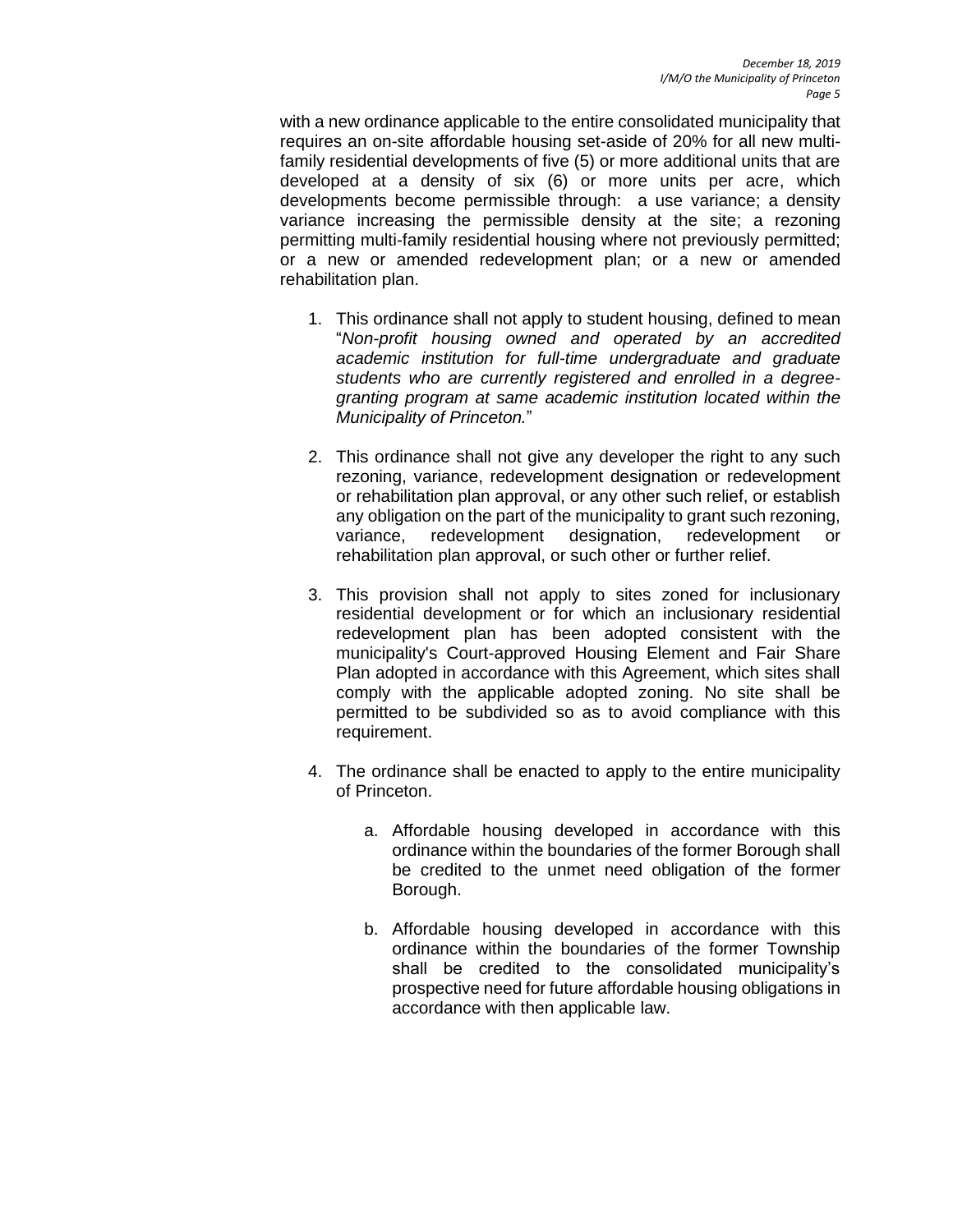with a new ordinance applicable to the entire consolidated municipality that requires an on-site affordable housing set-aside of 20% for all new multi-family residential developments of five (5) or more additional units that are developed at a density of six (6) or more units per acre, which developments become permissible through: a use variance; a density variance increasing the permissible density at the site; a rezoning permitting multi-family residential housing where not previously permitted; or a new or amended redevelopment plan; or a new or amended rehabilitation plan.

1. This ordinance shall not apply to student housing, defined to mean "*Non-profit housing owned and operated by an accredited academic institution for full-time undergraduate and graduate students who are currently registered and enrolled in a degree-granting program at same academic institution located within the Municipality of Princeton.*"

2. This ordinance shall not give any developer the right to any such rezoning, variance, redevelopment designation or redevelopment or rehabilitation plan approval, or any other such relief, or establish any obligation on the part of the municipality to grant such rezoning, variance, redevelopment designation, redevelopment or rehabilitation plan approval, or such other or further relief.

3. This provision shall not apply to sites zoned for inclusionary residential development or for which an inclusionary residential redevelopment plan has been adopted consistent with the municipality's Court-approved Housing Element and Fair Share Plan adopted in accordance with this Agreement, which sites shall comply with the applicable adopted zoning. No site shall be permitted to be subdivided so as to avoid compliance with this requirement.

4. The ordinance shall be enacted to apply to the entire municipality of Princeton.

    a. Affordable housing developed in accordance with this ordinance within the boundaries of the former Borough shall be credited to the unmet need obligation of the former Borough.

    b. Affordable housing developed in accordance with this ordinance within the boundaries of the former Township shall be credited to the consolidated municipality's prospective need for future affordable housing obligations in accordance with then applicable law.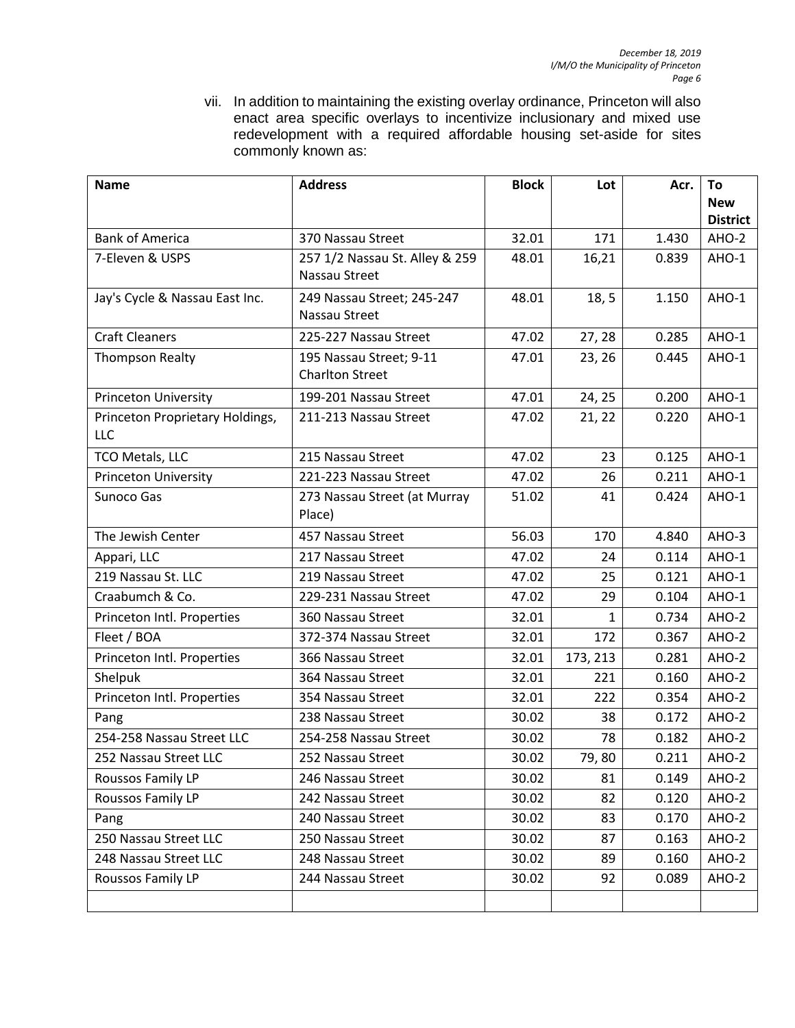vii. In addition to maintaining the existing overlay ordinance, Princeton will also enact area specific overlays to incentivize inclusionary and mixed use redevelopment with a required affordable housing set-aside for sites commonly known as:

| Name | Address | Block | Lot | Acr. | To New District |
|---|---|---|---|---|---|
| Bank of America | 370 Nassau Street | 32.01 | 171 | 1.430 | AHO-2 |
| 7-Eleven & USPS | 257 1/2 Nassau St. Alley & 259 Nassau Street | 48.01 | 16,21 | 0.839 | AHO-1 |
| Jay's Cycle & Nassau East Inc. | 249 Nassau Street; 245-247 Nassau Street | 48.01 | 18, 5 | 1.150 | AHO-1 |
| Craft Cleaners | 225-227 Nassau Street | 47.02 | 27, 28 | 0.285 | AHO-1 |
| Thompson Realty | 195 Nassau Street; 9-11 Charlton Street | 47.01 | 23, 26 | 0.445 | AHO-1 |
| Princeton University | 199-201 Nassau Street | 47.01 | 24, 25 | 0.200 | AHO-1 |
| Princeton Proprietary Holdings, LLC | 211-213 Nassau Street | 47.02 | 21, 22 | 0.220 | AHO-1 |
| TCO Metals, LLC | 215 Nassau Street | 47.02 | 23 | 0.125 | AHO-1 |
| Princeton University | 221-223 Nassau Street | 47.02 | 26 | 0.211 | AHO-1 |
| Sunoco Gas | 273 Nassau Street (at Murray Place) | 51.02 | 41 | 0.424 | AHO-1 |
| The Jewish Center | 457 Nassau Street | 56.03 | 170 | 4.840 | AHO-3 |
| Appari, LLC | 217 Nassau Street | 47.02 | 24 | 0.114 | AHO-1 |
| 219 Nassau St. LLC | 219 Nassau Street | 47.02 | 25 | 0.121 | AHO-1 |
| Craabumch & Co. | 229-231 Nassau Street | 47.02 | 29 | 0.104 | AHO-1 |
| Princeton Intl. Properties | 360 Nassau Street | 32.01 | 1 | 0.734 | AHO-2 |
| Fleet / BOA | 372-374 Nassau Street | 32.01 | 172 | 0.367 | AHO-2 |
| Princeton Intl. Properties | 366 Nassau Street | 32.01 | 173, 213 | 0.281 | AHO-2 |
| Shelpuk | 364 Nassau Street | 32.01 | 221 | 0.160 | AHO-2 |
| Princeton Intl. Properties | 354 Nassau Street | 32.01 | 222 | 0.354 | AHO-2 |
| Pang | 238 Nassau Street | 30.02 | 38 | 0.172 | AHO-2 |
| 254-258 Nassau Street LLC | 254-258 Nassau Street | 30.02 | 78 | 0.182 | AHO-2 |
| 252 Nassau Street LLC | 252 Nassau Street | 30.02 | 79, 80 | 0.211 | AHO-2 |
| Roussos Family LP | 246 Nassau Street | 30.02 | 81 | 0.149 | AHO-2 |
| Roussos Family LP | 242 Nassau Street | 30.02 | 82 | 0.120 | AHO-2 |
| Pang | 240 Nassau Street | 30.02 | 83 | 0.170 | AHO-2 |
| 250 Nassau Street LLC | 250 Nassau Street | 30.02 | 87 | 0.163 | AHO-2 |
| 248 Nassau Street LLC | 248 Nassau Street | 30.02 | 89 | 0.160 | AHO-2 |
| Roussos Family LP | 244 Nassau Street | 30.02 | 92 | 0.089 | AHO-2 |
| | | | | | |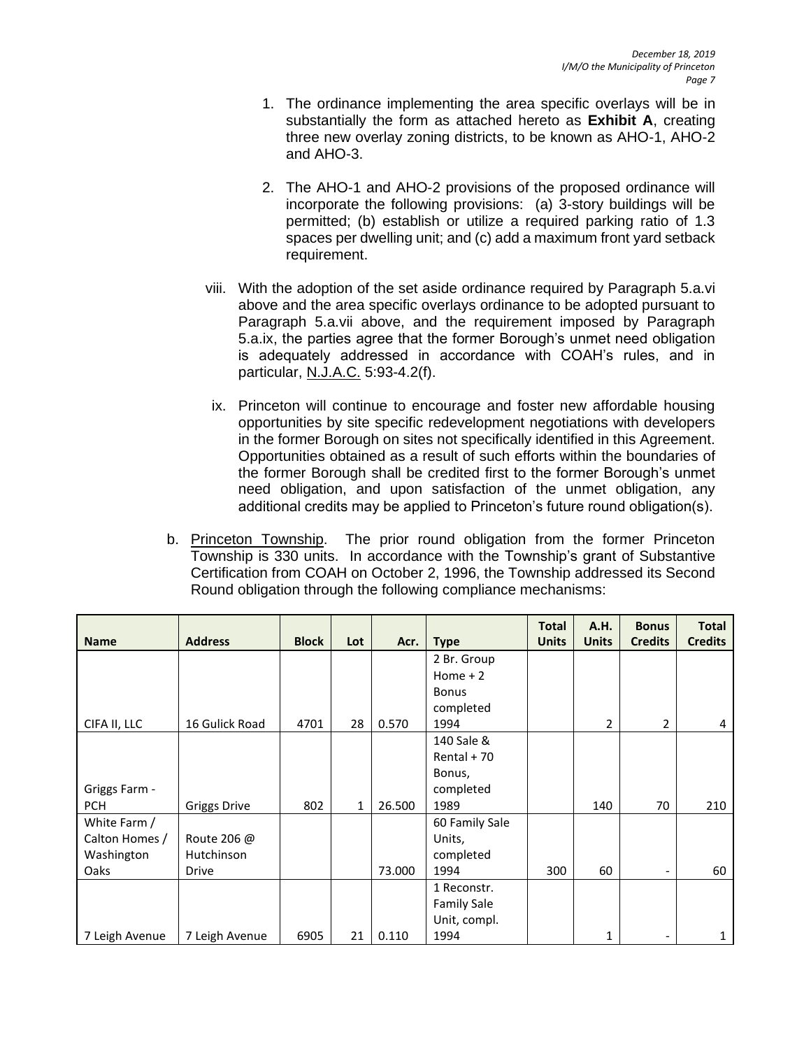1. The ordinance implementing the area specific overlays will be in substantially the form as attached hereto as **Exhibit A**, creating three new overlay zoning districts, to be known as AHO-1, AHO-2 and AHO-3.

2. The AHO-1 and AHO-2 provisions of the proposed ordinance will incorporate the following provisions: (a) 3-story buildings will be permitted; (b) establish or utilize a required parking ratio of 1.3 spaces per dwelling unit; and (c) add a maximum front yard setback requirement.

viii. With the adoption of the set aside ordinance required by Paragraph 5.a.vi above and the area specific overlays ordinance to be adopted pursuant to Paragraph 5.a.vii above, and the requirement imposed by Paragraph 5.a.ix, the parties agree that the former Borough's unmet need obligation is adequately addressed in accordance with COAH's rules, and in particular, N.J.A.C. 5:93-4.2(f).

ix. Princeton will continue to encourage and foster new affordable housing opportunities by site specific redevelopment negotiations with developers in the former Borough on sites not specifically identified in this Agreement. Opportunities obtained as a result of such efforts within the boundaries of the former Borough shall be credited first to the former Borough's unmet need obligation, and upon satisfaction of the unmet obligation, any additional credits may be applied to Princeton's future round obligation(s).

b. Princeton Township. The prior round obligation from the former Princeton Township is 330 units. In accordance with the Township's grant of Substantive Certification from COAH on October 2, 1996, the Township addressed its Second Round obligation through the following compliance mechanisms:

| Name | Address | Block | Lot | Acr. | Type | Total Units | A.H. Units | Bonus Credits | Total Credits |
|---|---|---|---|---|---|---|---|---|---|
| CIFA II, LLC | 16 Gulick Road | 4701 | 28 | 0.570 | 2 Br. Group Home + 2 Bonus completed 1994 | | 2 | 2 | 4 |
| Griggs Farm - PCH | Griggs Drive | 802 | 1 | 26.500 | 140 Sale & Rental + 70 Bonus, completed 1989 | | 140 | 70 | 210 |
| White Farm / Calton Homes / Washington Oaks | Route 206 @ Hutchinson Drive | | | 73.000 | 60 Family Sale Units, completed 1994 | 300 | 60 | - | 60 |
| 7 Leigh Avenue | 7 Leigh Avenue | 6905 | 21 | 0.110 | 1 Reconstr. Family Sale Unit, compl. 1994 | | 1 | - | 1 |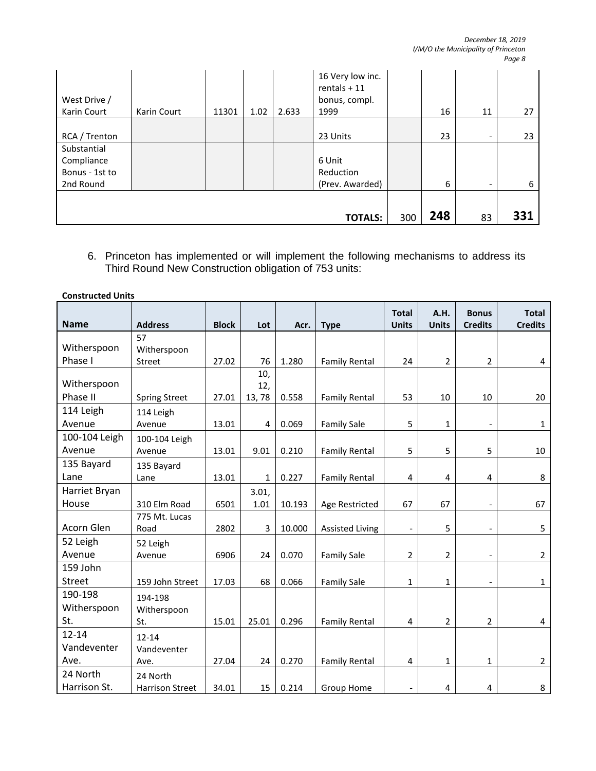| | | | | | | | | | |
|---|---|---|---|---|---|---|---|---|---|
| West Drive / Karin Court | Karin Court | 11301 | 1.02 | 2.633 | 16 Very low inc. rentals + 11 bonus, compl. 1999 | | 16 | 11 | 27 |
| RCA / Trenton | | | | | 23 Units | | 23 | - | 23 |
| Substantial Compliance Bonus - 1st to 2nd Round | | | | | 6 Unit Reduction (Prev. Awarded) | | 6 | - | 6 |
| | | | | | **TOTALS:** | 300 | **248** | 83 | **331** |

6. Princeton has implemented or will implement the following mechanisms to address its Third Round New Construction obligation of 753 units:

**Constructed Units**

| Name | Address | Block | Lot | Acr. | Type | Total Units | A.H. Units | Bonus Credits | Total Credits |
|---|---|---|---|---|---|---|---|---|---|
| Witherspoon Phase I | 57 Witherspoon Street | 27.02 | 76 | 1.280 | Family Rental | 24 | 2 | 2 | 4 |
| Witherspoon Phase II | Spring Street | 27.01 | 10, 12, 13, 78 | 0.558 | Family Rental | 53 | 10 | 10 | 20 |
| 114 Leigh Avenue | 114 Leigh Avenue | 13.01 | 4 | 0.069 | Family Sale | 5 | 1 | - | 1 |
| 100-104 Leigh Avenue | 100-104 Leigh Avenue | 13.01 | 9.01 | 0.210 | Family Rental | 5 | 5 | 5 | 10 |
| 135 Bayard Lane | 135 Bayard Lane | 13.01 | 1 | 0.227 | Family Rental | 4 | 4 | 4 | 8 |
| Harriet Bryan House | 310 Elm Road | 6501 | 3.01, 1.01 | 10.193 | Age Restricted | 67 | 67 | - | 67 |
| Acorn Glen | 775 Mt. Lucas Road | 2802 | 3 | 10.000 | Assisted Living | - | 5 | - | 5 |
| 52 Leigh Avenue | 52 Leigh Avenue | 6906 | 24 | 0.070 | Family Sale | 2 | 2 | - | 2 |
| 159 John Street | 159 John Street | 17.03 | 68 | 0.066 | Family Sale | 1 | 1 | - | 1 |
| 190-198 Witherspoon St. | 194-198 Witherspoon St. | 15.01 | 25.01 | 0.296 | Family Rental | 4 | 2 | 2 | 4 |
| 12-14 Vandeventer Ave. | 12-14 Vandeventer Ave. | 27.04 | 24 | 0.270 | Family Rental | 4 | 1 | 1 | 2 |
| 24 North Harrison St. | 24 North Harrison Street | 34.01 | 15 | 0.214 | Group Home | - | 4 | 4 | 8 |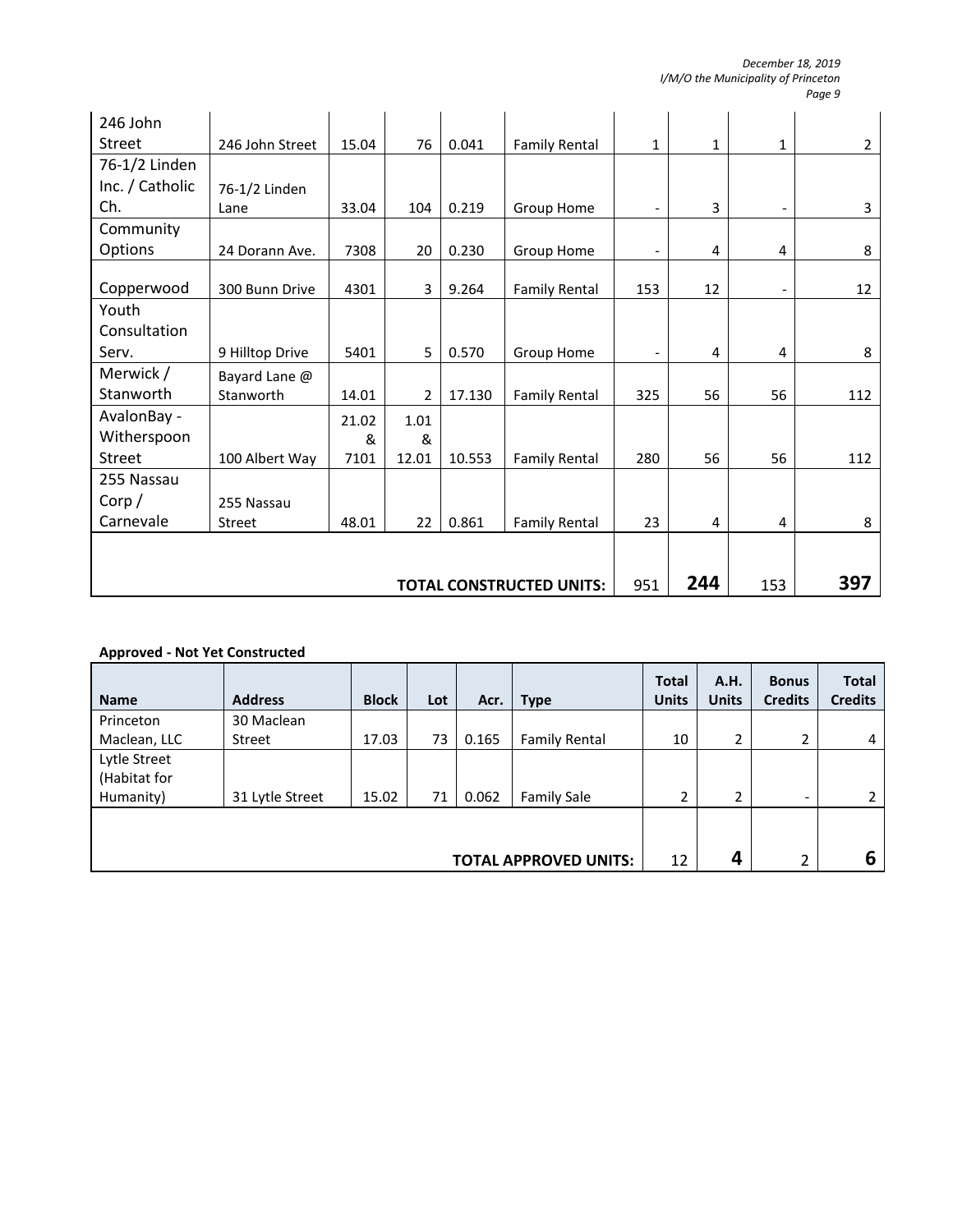| | | | | | | | | | |
|---|---|---|---|---|---|---|---|---|---|
| 246 John Street | 246 John Street | 15.04 | 76 | 0.041 | Family Rental | 1 | 1 | 1 | 2 |
| 76-1/2 Linden Inc. / Catholic Ch. | 76-1/2 Linden Lane | 33.04 | 104 | 0.219 | Group Home | - | 3 | - | 3 |
| Community Options | 24 Dorann Ave. | 7308 | 20 | 0.230 | Group Home | - | 4 | 4 | 8 |
| Copperwood | 300 Bunn Drive | 4301 | 3 | 9.264 | Family Rental | 153 | 12 | - | 12 |
| Youth Consultation Serv. | 9 Hilltop Drive | 5401 | 5 | 0.570 | Group Home | - | 4 | 4 | 8 |
| Merwick / Stanworth | Bayard Lane @ Stanworth | 14.01 | 2 | 17.130 | Family Rental | 325 | 56 | 56 | 112 |
| AvalonBay - Witherspoon Street | 100 Albert Way | 21.02 & 7101 | 1.01 & 12.01 | 10.553 | Family Rental | 280 | 56 | 56 | 112 |
| 255 Nassau Corp / Carnevale | 255 Nassau Street | 48.01 | 22 | 0.861 | Family Rental | 23 | 4 | 4 | 8 |
| | | | | | **TOTAL CONSTRUCTED UNITS:** | 951 | **244** | 153 | **397** |

**Approved - Not Yet Constructed**

| Name | Address | Block | Lot | Acr. | Type | Total Units | A.H. Units | Bonus Credits | Total Credits |
|---|---|---|---|---|---|---|---|---|---|
| Princeton Maclean, LLC | 30 Maclean Street | 17.03 | 73 | 0.165 | Family Rental | 10 | 2 | 2 | 4 |
| Lytle Street (Habitat for Humanity) | 31 Lytle Street | 15.02 | 71 | 0.062 | Family Sale | 2 | 2 | - | 2 |
| | | | | | **TOTAL APPROVED UNITS:** | 12 | **4** | 2 | **6** |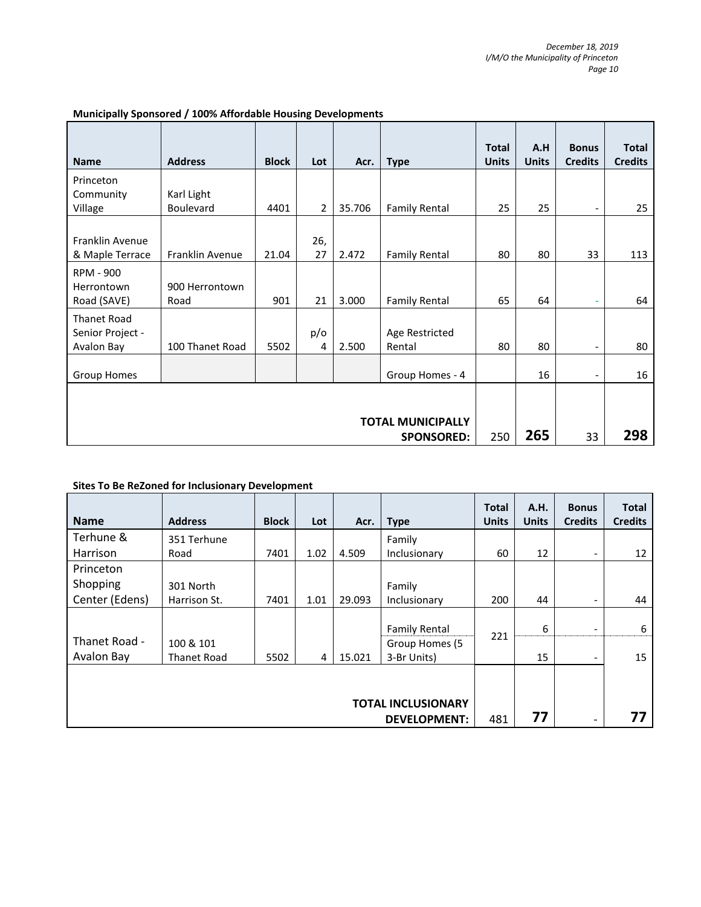**Municipally Sponsored / 100% Affordable Housing Developments**

| Name | Address | Block | Lot | Acr. | Type | Total Units | A.H Units | Bonus Credits | Total Credits |
|---|---|---|---|---|---|---|---|---|---|
| Princeton Community Village | Karl Light Boulevard | 4401 | 2 | 35.706 | Family Rental | 25 | 25 | - | 25 |
| Franklin Avenue & Maple Terrace | Franklin Avenue | 21.04 | 26, 27 | 2.472 | Family Rental | 80 | 80 | 33 | 113 |
| RPM - 900 Herrontown Road (SAVE) | 900 Herrontown Road | 901 | 21 | 3.000 | Family Rental | 65 | 64 | - | 64 |
| Thanet Road Senior Project - Avalon Bay | 100 Thanet Road | 5502 | p/o 4 | 2.500 | Age Restricted Rental | 80 | 80 | - | 80 |
| Group Homes | | | | | Group Homes - 4 | | 16 | - | 16 |
| | | | | | **TOTAL MUNICIPALLY SPONSORED:** | 250 | **265** | 33 | **298** |

**Sites To Be ReZoned for Inclusionary Development**

| Name | Address | Block | Lot | Acr. | Type | Total Units | A.H. Units | Bonus Credits | Total Credits |
|---|---|---|---|---|---|---|---|---|---|
| Terhune & Harrison | 351 Terhune Road | 7401 | 1.02 | 4.509 | Family Inclusionary | 60 | 12 | - | 12 |
| Princeton Shopping Center (Edens) | 301 North Harrison St. | 7401 | 1.01 | 29.093 | Family Inclusionary | 200 | 44 | - | 44 |
| Thanet Road - Avalon Bay | 100 & 101 Thanet Road | 5502 | 4 | 15.021 | Family Rental | 221 | 6 | - | 6 |
| | | | | | Group Homes (5 3-Br Units) | | 15 | - | 15 |
| | | | | | **TOTAL INCLUSIONARY DEVELOPMENT:** | 481 | **77** | - | **77** |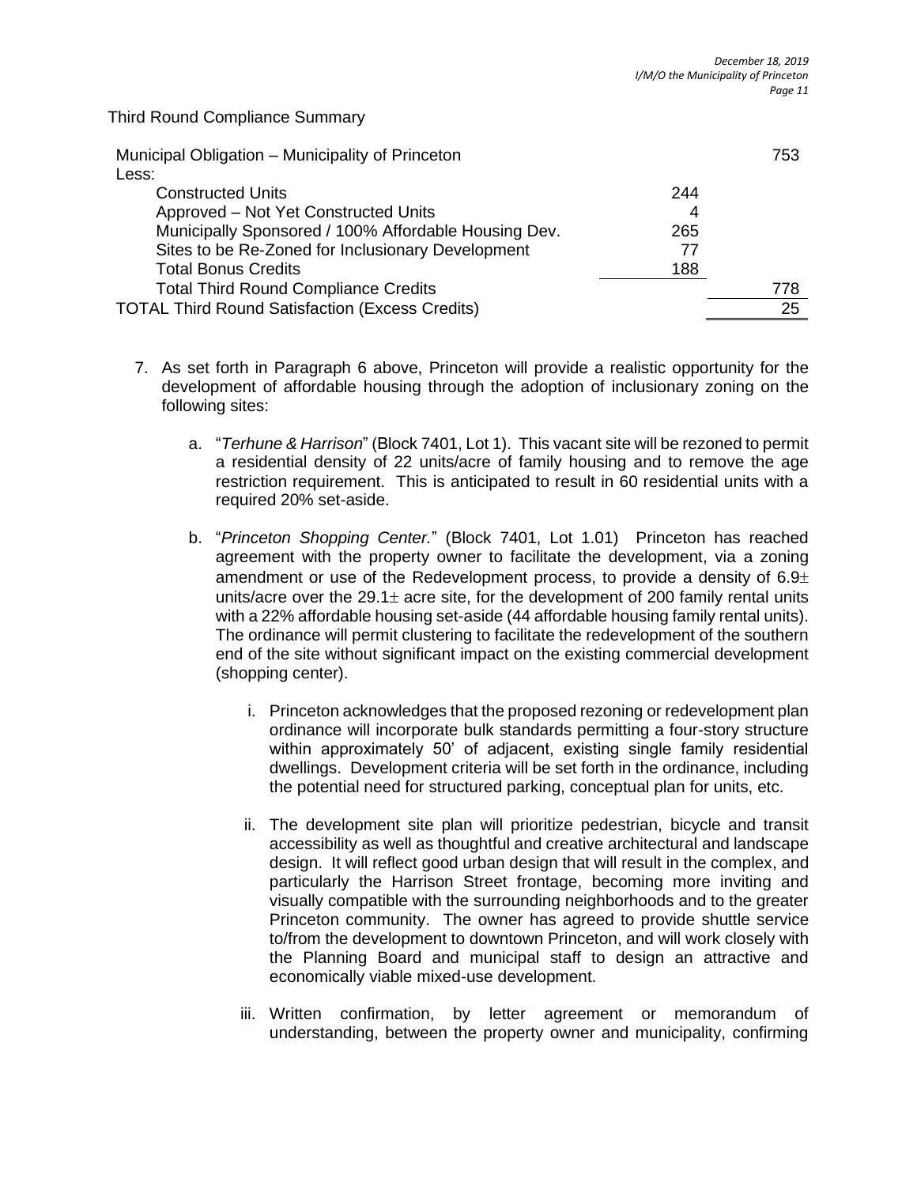Third Round Compliance Summary

| | | |
|---|---|---|
| Municipal Obligation – Municipality of Princeton | | 753 |
| Less: | | |
| Constructed Units | 244 | |
| Approved – Not Yet Constructed Units | 4 | |
| Municipally Sponsored / 100% Affordable Housing Dev. | 265 | |
| Sites to be Re-Zoned for Inclusionary Development | 77 | |
| Total Bonus Credits | 188 | |
| Total Third Round Compliance Credits | | 778 |
| TOTAL Third Round Satisfaction (Excess Credits) | | 25 |

7. As set forth in Paragraph 6 above, Princeton will provide a realistic opportunity for the development of affordable housing through the adoption of inclusionary zoning on the following sites:

   a. "*Terhune & Harrison*" (Block 7401, Lot 1). This vacant site will be rezoned to permit a residential density of 22 units/acre of family housing and to remove the age restriction requirement. This is anticipated to result in 60 residential units with a required 20% set-aside.

   b. "*Princeton Shopping Center.*" (Block 7401, Lot 1.01) Princeton has reached agreement with the property owner to facilitate the development, via a zoning amendment or use of the Redevelopment process, to provide a density of 6.9± units/acre over the 29.1± acre site, for the development of 200 family rental units with a 22% affordable housing set-aside (44 affordable housing family rental units). The ordinance will permit clustering to facilitate the redevelopment of the southern end of the site without significant impact on the existing commercial development (shopping center).

      i. Princeton acknowledges that the proposed rezoning or redevelopment plan ordinance will incorporate bulk standards permitting a four-story structure within approximately 50' of adjacent, existing single family residential dwellings. Development criteria will be set forth in the ordinance, including the potential need for structured parking, conceptual plan for units, etc.

      ii. The development site plan will prioritize pedestrian, bicycle and transit accessibility as well as thoughtful and creative architectural and landscape design. It will reflect good urban design that will result in the complex, and particularly the Harrison Street frontage, becoming more inviting and visually compatible with the surrounding neighborhoods and to the greater Princeton community. The owner has agreed to provide shuttle service to/from the development to downtown Princeton, and will work closely with the Planning Board and municipal staff to design an attractive and economically viable mixed-use development.

      iii. Written confirmation, by letter agreement or memorandum of understanding, between the property owner and municipality, confirming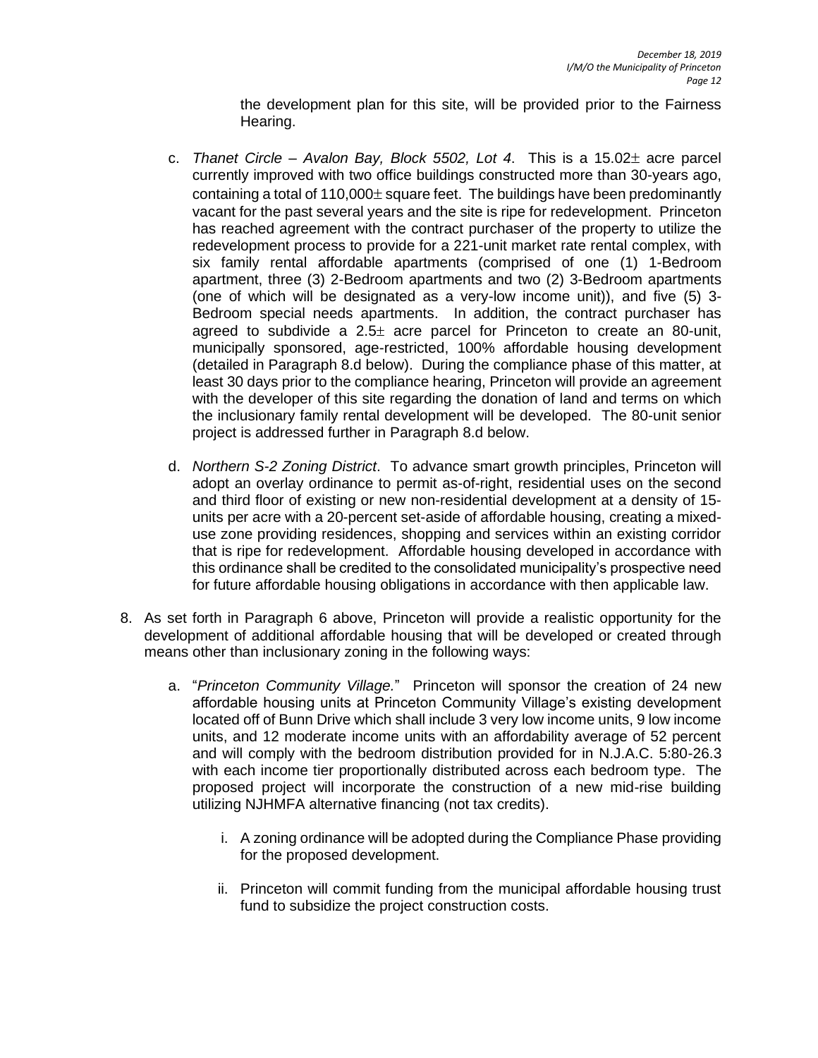the development plan for this site, will be provided prior to the Fairness Hearing.

c. *Thanet Circle – Avalon Bay, Block 5502, Lot 4*. This is a 15.02± acre parcel currently improved with two office buildings constructed more than 30-years ago, containing a total of 110,000± square feet. The buildings have been predominantly vacant for the past several years and the site is ripe for redevelopment. Princeton has reached agreement with the contract purchaser of the property to utilize the redevelopment process to provide for a 221-unit market rate rental complex, with six family rental affordable apartments (comprised of one (1) 1-Bedroom apartment, three (3) 2-Bedroom apartments and two (2) 3-Bedroom apartments (one of which will be designated as a very-low income unit)), and five (5) 3-Bedroom special needs apartments. In addition, the contract purchaser has agreed to subdivide a 2.5± acre parcel for Princeton to create an 80-unit, municipally sponsored, age-restricted, 100% affordable housing development (detailed in Paragraph 8.d below). During the compliance phase of this matter, at least 30 days prior to the compliance hearing, Princeton will provide an agreement with the developer of this site regarding the donation of land and terms on which the inclusionary family rental development will be developed. The 80-unit senior project is addressed further in Paragraph 8.d below.

d. *Northern S-2 Zoning District*. To advance smart growth principles, Princeton will adopt an overlay ordinance to permit as-of-right, residential uses on the second and third floor of existing or new non-residential development at a density of 15-units per acre with a 20-percent set-aside of affordable housing, creating a mixed-use zone providing residences, shopping and services within an existing corridor that is ripe for redevelopment. Affordable housing developed in accordance with this ordinance shall be credited to the consolidated municipality's prospective need for future affordable housing obligations in accordance with then applicable law.

8. As set forth in Paragraph 6 above, Princeton will provide a realistic opportunity for the development of additional affordable housing that will be developed or created through means other than inclusionary zoning in the following ways:

   a. "*Princeton Community Village.*" Princeton will sponsor the creation of 24 new affordable housing units at Princeton Community Village's existing development located off of Bunn Drive which shall include 3 very low income units, 9 low income units, and 12 moderate income units with an affordability average of 52 percent and will comply with the bedroom distribution provided for in N.J.A.C. 5:80-26.3 with each income tier proportionally distributed across each bedroom type. The proposed project will incorporate the construction of a new mid-rise building utilizing NJHMFA alternative financing (not tax credits).

      i. A zoning ordinance will be adopted during the Compliance Phase providing for the proposed development.

      ii. Princeton will commit funding from the municipal affordable housing trust fund to subsidize the project construction costs.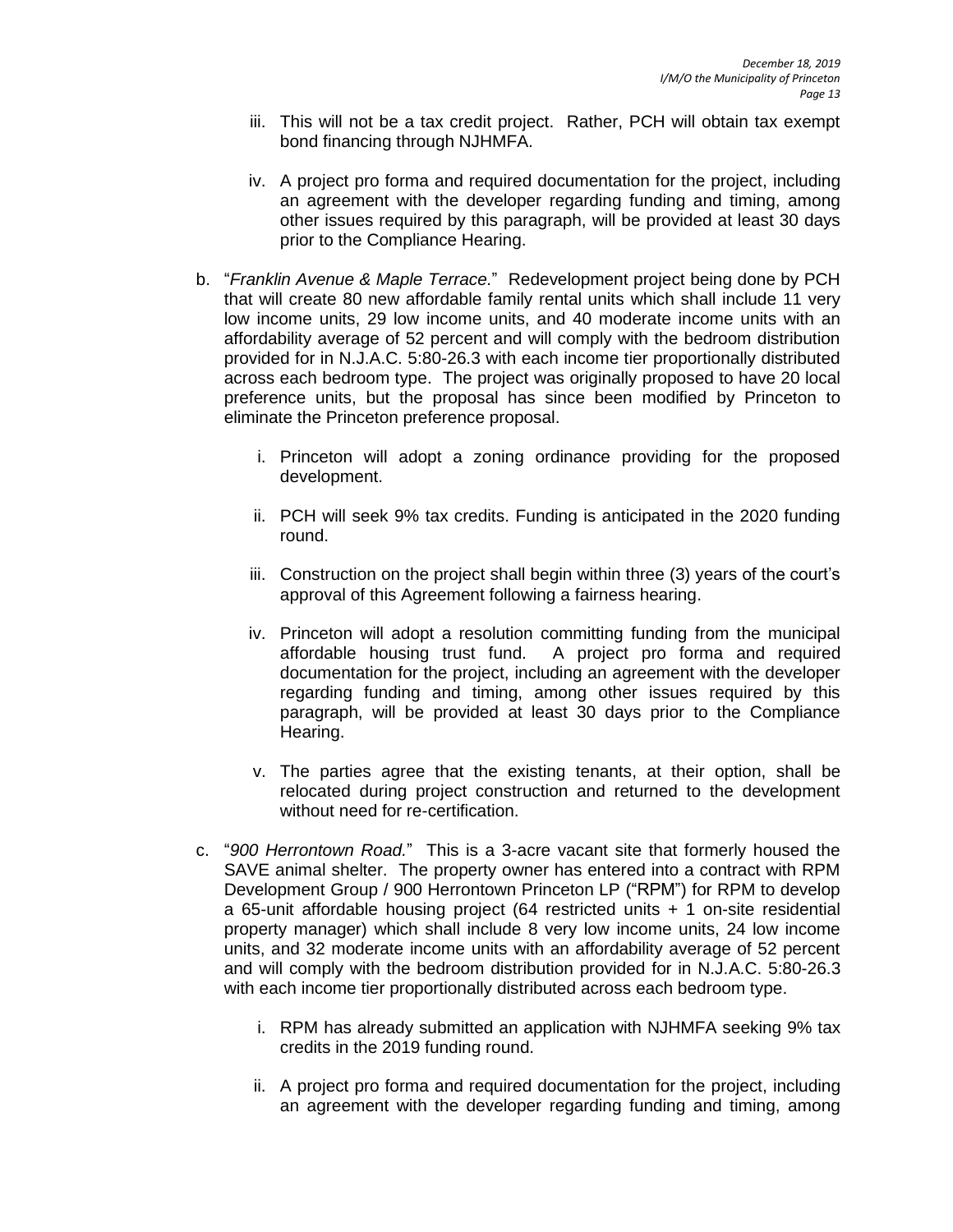iii. This will not be a tax credit project. Rather, PCH will obtain tax exempt bond financing through NJHMFA.

   iv. A project pro forma and required documentation for the project, including an agreement with the developer regarding funding and timing, among other issues required by this paragraph, will be provided at least 30 days prior to the Compliance Hearing.

b. "*Franklin Avenue & Maple Terrace*." Redevelopment project being done by PCH that will create 80 new affordable family rental units which shall include 11 very low income units, 29 low income units, and 40 moderate income units with an affordability average of 52 percent and will comply with the bedroom distribution provided for in N.J.A.C. 5:80-26.3 with each income tier proportionally distributed across each bedroom type. The project was originally proposed to have 20 local preference units, but the proposal has since been modified by Princeton to eliminate the Princeton preference proposal.

   i. Princeton will adopt a zoning ordinance providing for the proposed development.

   ii. PCH will seek 9% tax credits. Funding is anticipated in the 2020 funding round.

   iii. Construction on the project shall begin within three (3) years of the court's approval of this Agreement following a fairness hearing.

   iv. Princeton will adopt a resolution committing funding from the municipal affordable housing trust fund. A project pro forma and required documentation for the project, including an agreement with the developer regarding funding and timing, among other issues required by this paragraph, will be provided at least 30 days prior to the Compliance Hearing.

   v. The parties agree that the existing tenants, at their option, shall be relocated during project construction and returned to the development without need for re-certification.

c. "*900 Herrontown Road.*" This is a 3-acre vacant site that formerly housed the SAVE animal shelter. The property owner has entered into a contract with RPM Development Group / 900 Herrontown Princeton LP ("RPM") for RPM to develop a 65-unit affordable housing project (64 restricted units + 1 on-site residential property manager) which shall include 8 very low income units, 24 low income units, and 32 moderate income units with an affordability average of 52 percent and will comply with the bedroom distribution provided for in N.J.A.C. 5:80-26.3 with each income tier proportionally distributed across each bedroom type.

   i. RPM has already submitted an application with NJHMFA seeking 9% tax credits in the 2019 funding round.

   ii. A project pro forma and required documentation for the project, including an agreement with the developer regarding funding and timing, among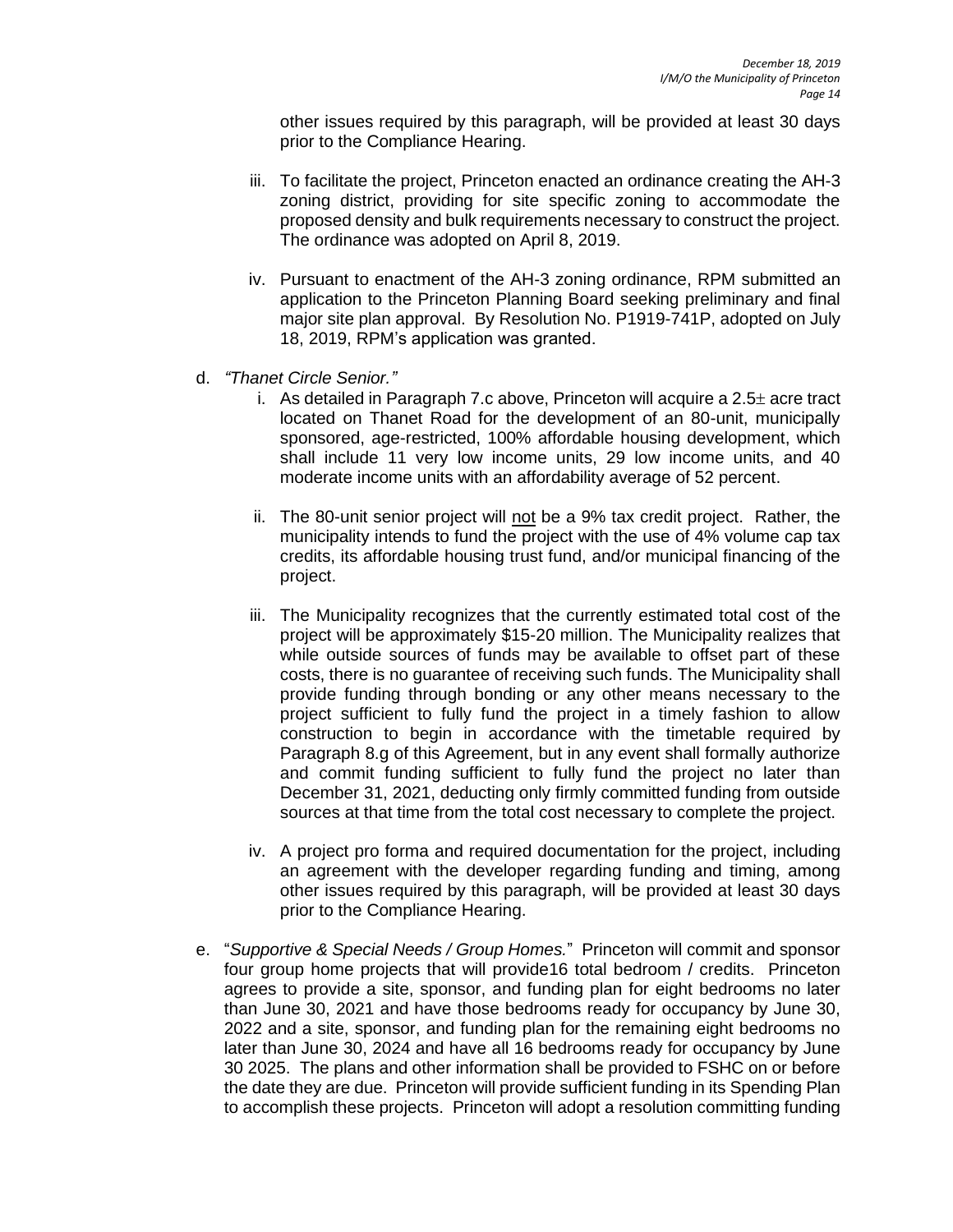other issues required by this paragraph, will be provided at least 30 days prior to the Compliance Hearing.

iii. To facilitate the project, Princeton enacted an ordinance creating the AH-3 zoning district, providing for site specific zoning to accommodate the proposed density and bulk requirements necessary to construct the project. The ordinance was adopted on April 8, 2019.

iv. Pursuant to enactment of the AH-3 zoning ordinance, RPM submitted an application to the Princeton Planning Board seeking preliminary and final major site plan approval. By Resolution No. P1919-741P, adopted on July 18, 2019, RPM's application was granted.

d. *"Thanet Circle Senior."*

i. As detailed in Paragraph 7.c above, Princeton will acquire a 2.5± acre tract located on Thanet Road for the development of an 80-unit, municipally sponsored, age-restricted, 100% affordable housing development, which shall include 11 very low income units, 29 low income units, and 40 moderate income units with an affordability average of 52 percent.

ii. The 80-unit senior project will <u>not</u> be a 9% tax credit project. Rather, the municipality intends to fund the project with the use of 4% volume cap tax credits, its affordable housing trust fund, and/or municipal financing of the project.

iii. The Municipality recognizes that the currently estimated total cost of the project will be approximately $15-20 million. The Municipality realizes that while outside sources of funds may be available to offset part of these costs, there is no guarantee of receiving such funds. The Municipality shall provide funding through bonding or any other means necessary to the project sufficient to fully fund the project in a timely fashion to allow construction to begin in accordance with the timetable required by Paragraph 8.g of this Agreement, but in any event shall formally authorize and commit funding sufficient to fully fund the project no later than December 31, 2021, deducting only firmly committed funding from outside sources at that time from the total cost necessary to complete the project.

iv. A project pro forma and required documentation for the project, including an agreement with the developer regarding funding and timing, among other issues required by this paragraph, will be provided at least 30 days prior to the Compliance Hearing.

e. "*Supportive & Special Needs / Group Homes.*" Princeton will commit and sponsor four group home projects that will provide16 total bedroom / credits. Princeton agrees to provide a site, sponsor, and funding plan for eight bedrooms no later than June 30, 2021 and have those bedrooms ready for occupancy by June 30, 2022 and a site, sponsor, and funding plan for the remaining eight bedrooms no later than June 30, 2024 and have all 16 bedrooms ready for occupancy by June 30 2025. The plans and other information shall be provided to FSHC on or before the date they are due. Princeton will provide sufficient funding in its Spending Plan to accomplish these projects. Princeton will adopt a resolution committing funding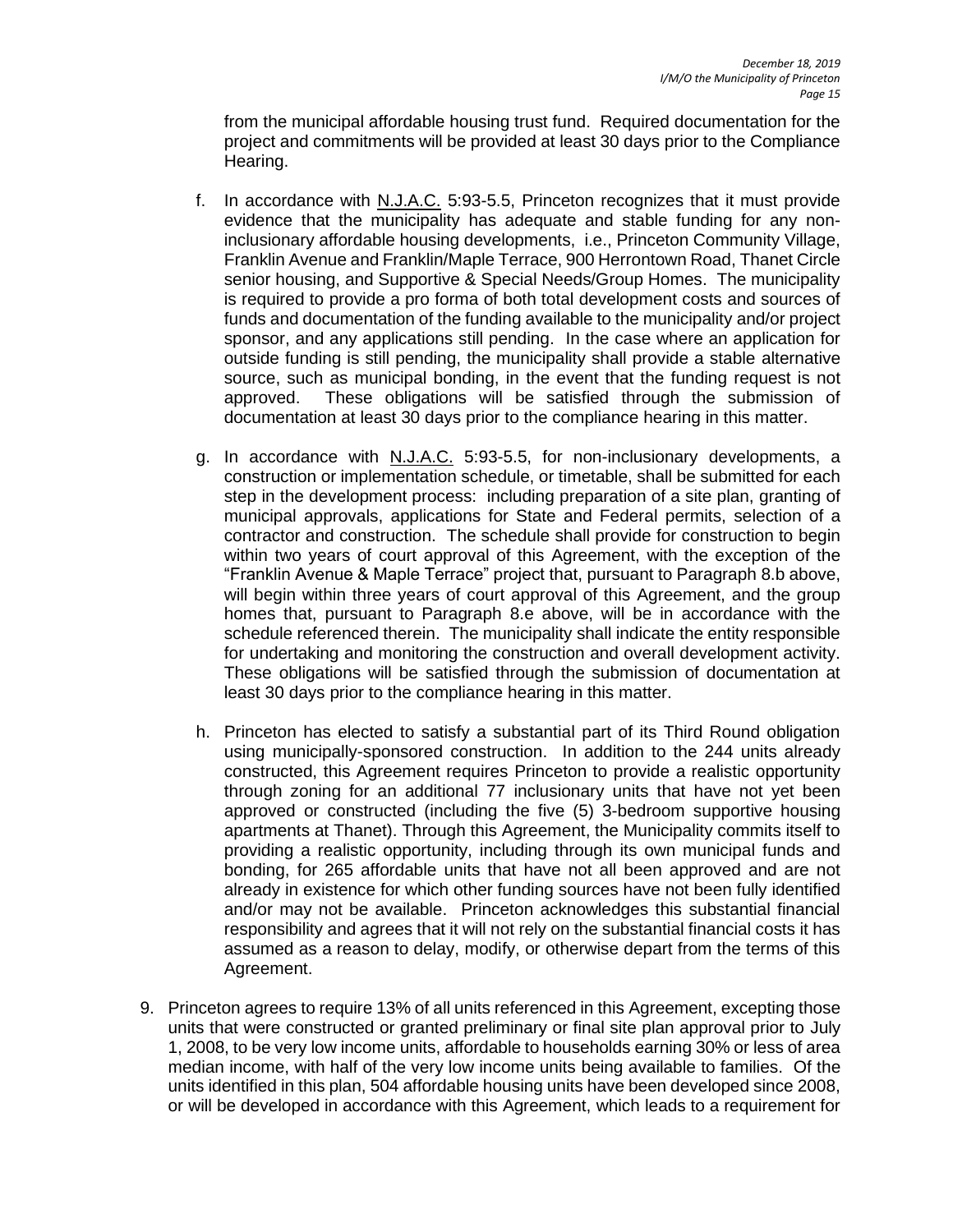from the municipal affordable housing trust fund. Required documentation for the project and commitments will be provided at least 30 days prior to the Compliance Hearing.

f. In accordance with N.J.A.C. 5:93-5.5, Princeton recognizes that it must provide evidence that the municipality has adequate and stable funding for any non-inclusionary affordable housing developments, i.e., Princeton Community Village, Franklin Avenue and Franklin/Maple Terrace, 900 Herrontown Road, Thanet Circle senior housing, and Supportive & Special Needs/Group Homes. The municipality is required to provide a pro forma of both total development costs and sources of funds and documentation of the funding available to the municipality and/or project sponsor, and any applications still pending. In the case where an application for outside funding is still pending, the municipality shall provide a stable alternative source, such as municipal bonding, in the event that the funding request is not approved. These obligations will be satisfied through the submission of documentation at least 30 days prior to the compliance hearing in this matter.

g. In accordance with N.J.A.C. 5:93-5.5, for non-inclusionary developments, a construction or implementation schedule, or timetable, shall be submitted for each step in the development process: including preparation of a site plan, granting of municipal approvals, applications for State and Federal permits, selection of a contractor and construction. The schedule shall provide for construction to begin within two years of court approval of this Agreement, with the exception of the "Franklin Avenue & Maple Terrace" project that, pursuant to Paragraph 8.b above, will begin within three years of court approval of this Agreement, and the group homes that, pursuant to Paragraph 8.e above, will be in accordance with the schedule referenced therein. The municipality shall indicate the entity responsible for undertaking and monitoring the construction and overall development activity. These obligations will be satisfied through the submission of documentation at least 30 days prior to the compliance hearing in this matter.

h. Princeton has elected to satisfy a substantial part of its Third Round obligation using municipally-sponsored construction. In addition to the 244 units already constructed, this Agreement requires Princeton to provide a realistic opportunity through zoning for an additional 77 inclusionary units that have not yet been approved or constructed (including the five (5) 3-bedroom supportive housing apartments at Thanet). Through this Agreement, the Municipality commits itself to providing a realistic opportunity, including through its own municipal funds and bonding, for 265 affordable units that have not all been approved and are not already in existence for which other funding sources have not been fully identified and/or may not be available. Princeton acknowledges this substantial financial responsibility and agrees that it will not rely on the substantial financial costs it has assumed as a reason to delay, modify, or otherwise depart from the terms of this Agreement.

9. Princeton agrees to require 13% of all units referenced in this Agreement, excepting those units that were constructed or granted preliminary or final site plan approval prior to July 1, 2008, to be very low income units, affordable to households earning 30% or less of area median income, with half of the very low income units being available to families. Of the units identified in this plan, 504 affordable housing units have been developed since 2008, or will be developed in accordance with this Agreement, which leads to a requirement for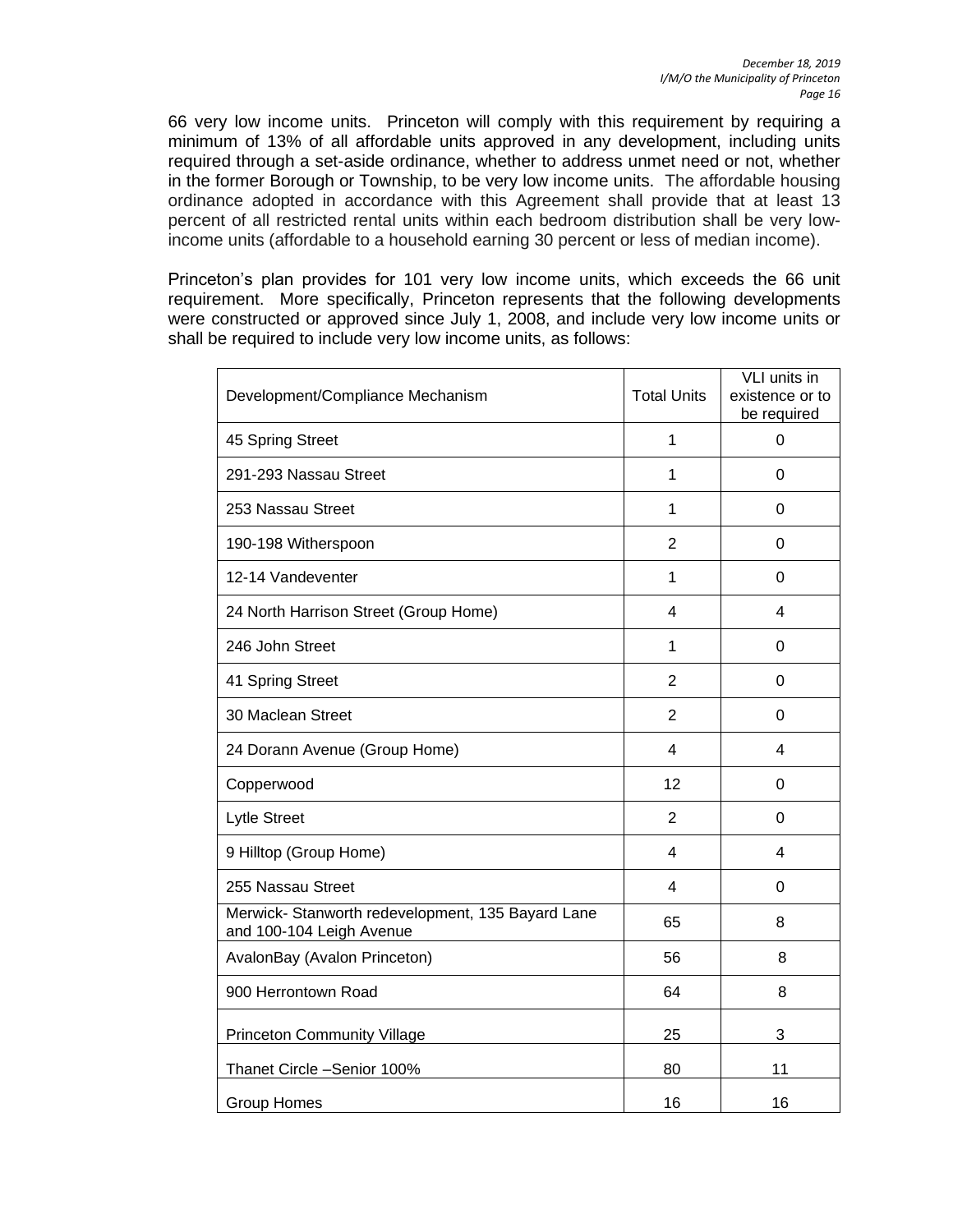66 very low income units. Princeton will comply with this requirement by requiring a minimum of 13% of all affordable units approved in any development, including units required through a set-aside ordinance, whether to address unmet need or not, whether in the former Borough or Township, to be very low income units. The affordable housing ordinance adopted in accordance with this Agreement shall provide that at least 13 percent of all restricted rental units within each bedroom distribution shall be very low-income units (affordable to a household earning 30 percent or less of median income).

Princeton's plan provides for 101 very low income units, which exceeds the 66 unit requirement. More specifically, Princeton represents that the following developments were constructed or approved since July 1, 2008, and include very low income units or shall be required to include very low income units, as follows:

| Development/Compliance Mechanism | Total Units | VLI units in existence or to be required |
|---|---|---|
| 45 Spring Street | 1 | 0 |
| 291-293 Nassau Street | 1 | 0 |
| 253 Nassau Street | 1 | 0 |
| 190-198 Witherspoon | 2 | 0 |
| 12-14 Vandeventer | 1 | 0 |
| 24 North Harrison Street (Group Home) | 4 | 4 |
| 246 John Street | 1 | 0 |
| 41 Spring Street | 2 | 0 |
| 30 Maclean Street | 2 | 0 |
| 24 Dorann Avenue (Group Home) | 4 | 4 |
| Copperwood | 12 | 0 |
| Lytle Street | 2 | 0 |
| 9 Hilltop (Group Home) | 4 | 4 |
| 255 Nassau Street | 4 | 0 |
| Merwick- Stanworth redevelopment, 135 Bayard Lane and 100-104 Leigh Avenue | 65 | 8 |
| AvalonBay (Avalon Princeton) | 56 | 8 |
| 900 Herrontown Road | 64 | 8 |
| Princeton Community Village | 25 | 3 |
| Thanet Circle –Senior 100% | 80 | 11 |
| Group Homes | 16 | 16 |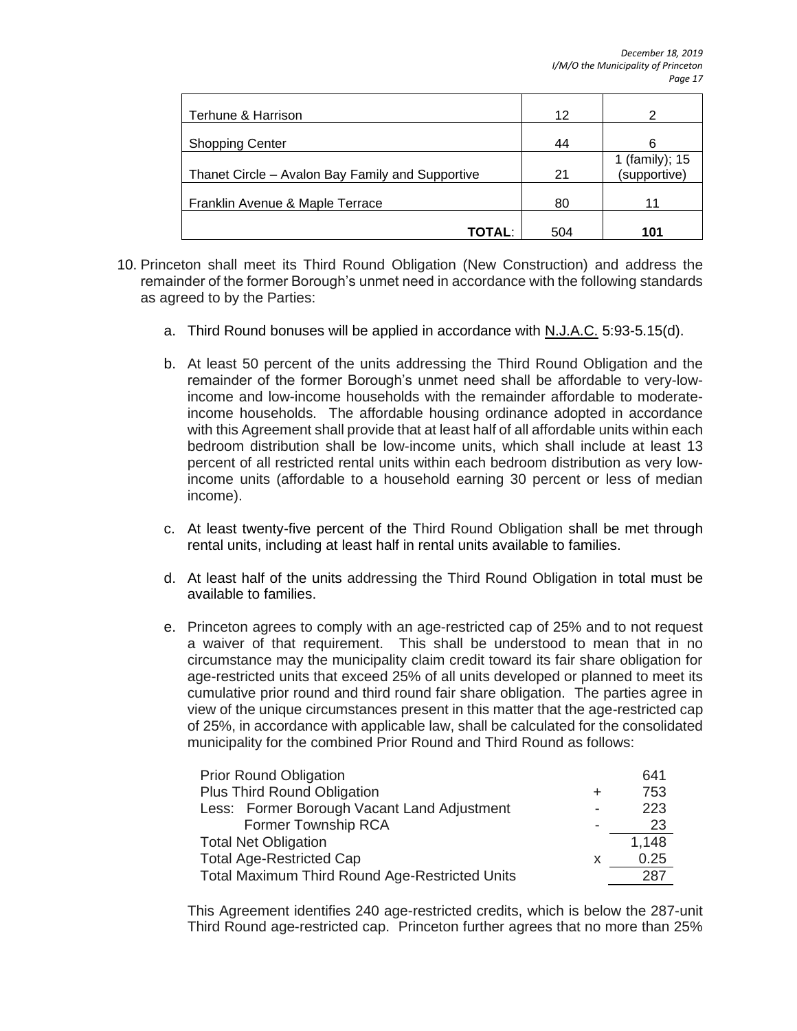| | | |
|---|---|---|
| Terhune & Harrison | 12 | 2 |
| Shopping Center | 44 | 6 |
| Thanet Circle – Avalon Bay Family and Supportive | 21 | 1 (family); 15 (supportive) |
| Franklin Avenue & Maple Terrace | 80 | 11 |
| **TOTAL**: | 504 | **101** |

10. Princeton shall meet its Third Round Obligation (New Construction) and address the remainder of the former Borough's unmet need in accordance with the following standards as agreed to by the Parties:

    a. Third Round bonuses will be applied in accordance with N.J.A.C. 5:93-5.15(d).

    b. At least 50 percent of the units addressing the Third Round Obligation and the remainder of the former Borough's unmet need shall be affordable to very-low-income and low-income households with the remainder affordable to moderate-income households. The affordable housing ordinance adopted in accordance with this Agreement shall provide that at least half of all affordable units within each bedroom distribution shall be low-income units, which shall include at least 13 percent of all restricted rental units within each bedroom distribution as very low-income units (affordable to a household earning 30 percent or less of median income).

    c. At least twenty-five percent of the Third Round Obligation shall be met through rental units, including at least half in rental units available to families.

    d. At least half of the units addressing the Third Round Obligation in total must be available to families.

    e. Princeton agrees to comply with an age-restricted cap of 25% and to not request a waiver of that requirement. This shall be understood to mean that in no circumstance may the municipality claim credit toward its fair share obligation for age-restricted units that exceed 25% of all units developed or planned to meet its cumulative prior round and third round fair share obligation. The parties agree in view of the unique circumstances present in this matter that the age-restricted cap of 25%, in accordance with applicable law, shall be calculated for the consolidated municipality for the combined Prior Round and Third Round as follows:

| | | |
|---|---|---|
| Prior Round Obligation | | 641 |
| Plus Third Round Obligation | + | 753 |
| Less: Former Borough Vacant Land Adjustment | - | 223 |
| Former Township RCA | - | 23 |
| Total Net Obligation | | 1,148 |
| Total Age-Restricted Cap | x | 0.25 |
| Total Maximum Third Round Age-Restricted Units | | 287 |

This Agreement identifies 240 age-restricted credits, which is below the 287-unit Third Round age-restricted cap. Princeton further agrees that no more than 25%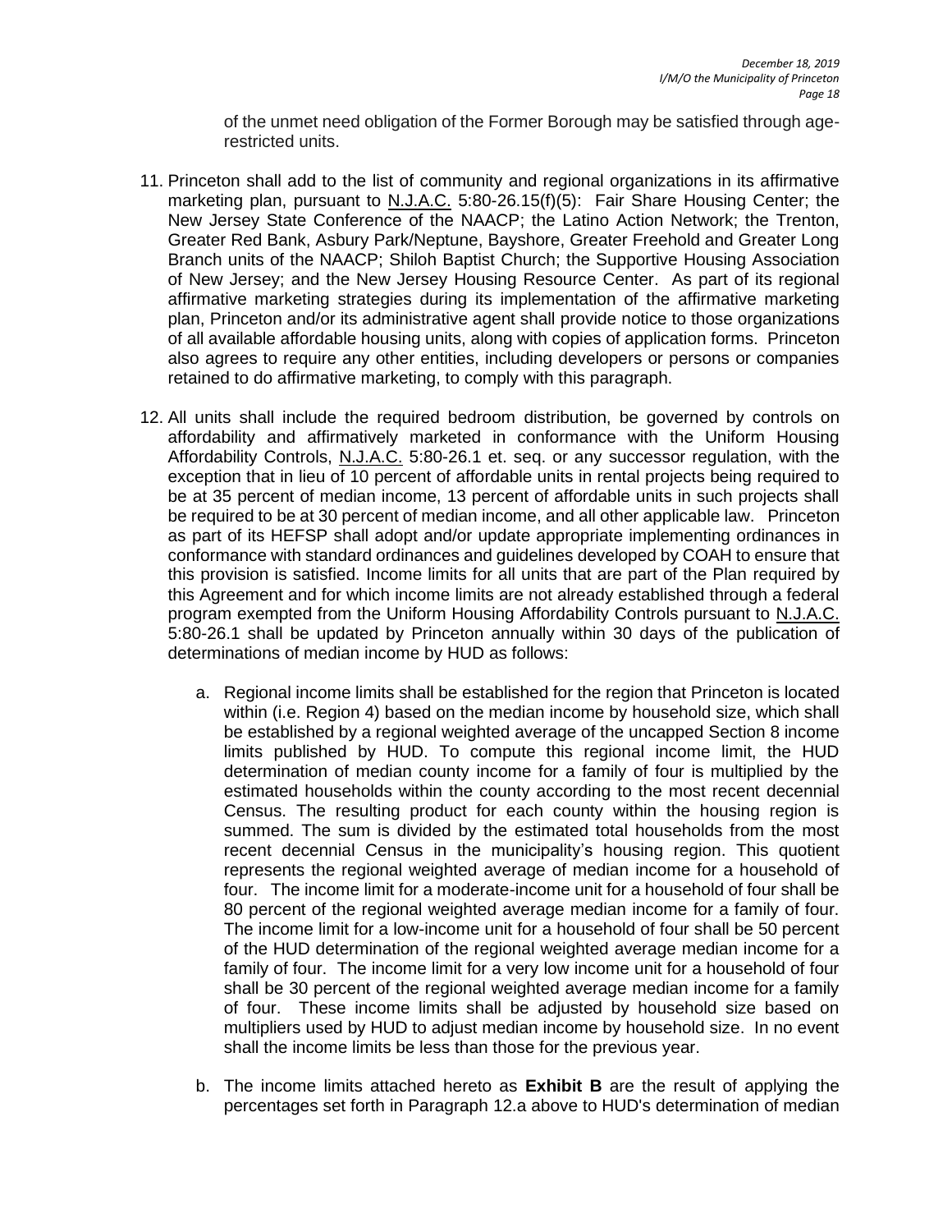of the unmet need obligation of the Former Borough may be satisfied through age-restricted units.

11. Princeton shall add to the list of community and regional organizations in its affirmative marketing plan, pursuant to N.J.A.C. 5:80-26.15(f)(5): Fair Share Housing Center; the New Jersey State Conference of the NAACP; the Latino Action Network; the Trenton, Greater Red Bank, Asbury Park/Neptune, Bayshore, Greater Freehold and Greater Long Branch units of the NAACP; Shiloh Baptist Church; the Supportive Housing Association of New Jersey; and the New Jersey Housing Resource Center. As part of its regional affirmative marketing strategies during its implementation of the affirmative marketing plan, Princeton and/or its administrative agent shall provide notice to those organizations of all available affordable housing units, along with copies of application forms. Princeton also agrees to require any other entities, including developers or persons or companies retained to do affirmative marketing, to comply with this paragraph.

12. All units shall include the required bedroom distribution, be governed by controls on affordability and affirmatively marketed in conformance with the Uniform Housing Affordability Controls, N.J.A.C. 5:80-26.1 et. seq. or any successor regulation, with the exception that in lieu of 10 percent of affordable units in rental projects being required to be at 35 percent of median income, 13 percent of affordable units in such projects shall be required to be at 30 percent of median income, and all other applicable law. Princeton as part of its HEFSP shall adopt and/or update appropriate implementing ordinances in conformance with standard ordinances and guidelines developed by COAH to ensure that this provision is satisfied. Income limits for all units that are part of the Plan required by this Agreement and for which income limits are not already established through a federal program exempted from the Uniform Housing Affordability Controls pursuant to N.J.A.C. 5:80-26.1 shall be updated by Princeton annually within 30 days of the publication of determinations of median income by HUD as follows:

    a. Regional income limits shall be established for the region that Princeton is located within (i.e. Region 4) based on the median income by household size, which shall be established by a regional weighted average of the uncapped Section 8 income limits published by HUD. To compute this regional income limit, the HUD determination of median county income for a family of four is multiplied by the estimated households within the county according to the most recent decennial Census. The resulting product for each county within the housing region is summed. The sum is divided by the estimated total households from the most recent decennial Census in the municipality's housing region. This quotient represents the regional weighted average of median income for a household of four. The income limit for a moderate-income unit for a household of four shall be 80 percent of the regional weighted average median income for a family of four. The income limit for a low-income unit for a household of four shall be 50 percent of the HUD determination of the regional weighted average median income for a family of four. The income limit for a very low income unit for a household of four shall be 30 percent of the regional weighted average median income for a family of four. These income limits shall be adjusted by household size based on multipliers used by HUD to adjust median income by household size. In no event shall the income limits be less than those for the previous year.

    b. The income limits attached hereto as **Exhibit B** are the result of applying the percentages set forth in Paragraph 12.a above to HUD's determination of median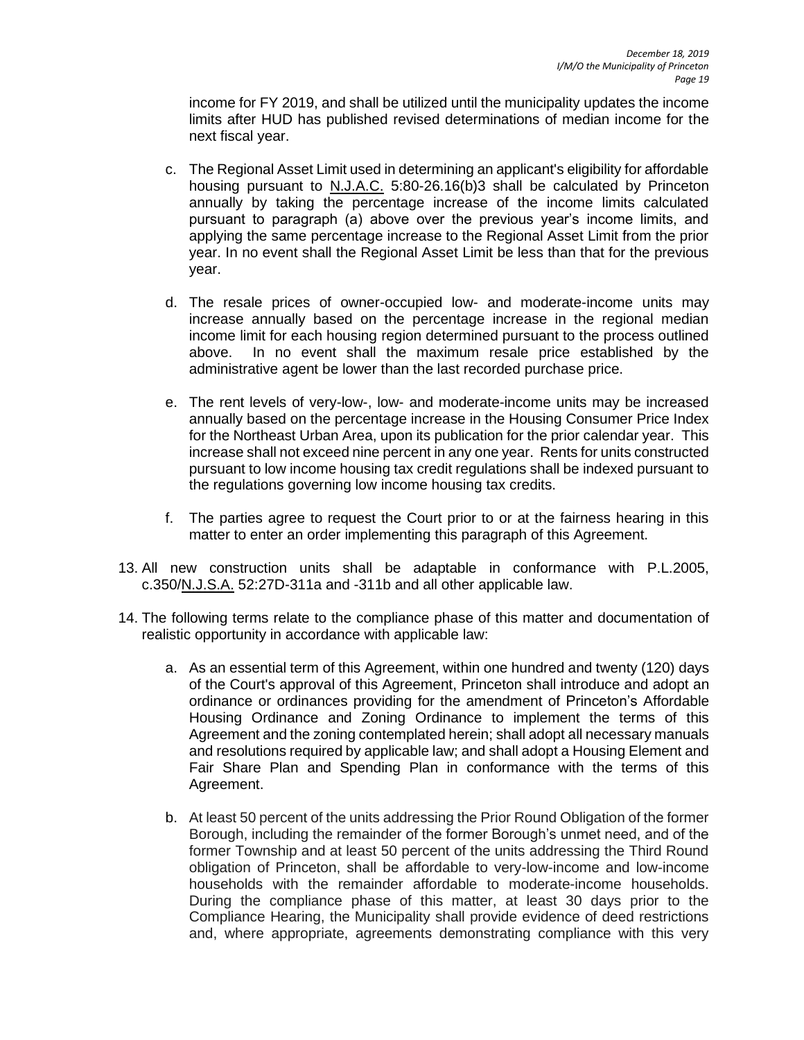income for FY 2019, and shall be utilized until the municipality updates the income limits after HUD has published revised determinations of median income for the next fiscal year.

c. The Regional Asset Limit used in determining an applicant's eligibility for affordable housing pursuant to N.J.A.C. 5:80-26.16(b)3 shall be calculated by Princeton annually by taking the percentage increase of the income limits calculated pursuant to paragraph (a) above over the previous year's income limits, and applying the same percentage increase to the Regional Asset Limit from the prior year. In no event shall the Regional Asset Limit be less than that for the previous year.

d. The resale prices of owner-occupied low- and moderate-income units may increase annually based on the percentage increase in the regional median income limit for each housing region determined pursuant to the process outlined above. In no event shall the maximum resale price established by the administrative agent be lower than the last recorded purchase price.

e. The rent levels of very-low-, low- and moderate-income units may be increased annually based on the percentage increase in the Housing Consumer Price Index for the Northeast Urban Area, upon its publication for the prior calendar year. This increase shall not exceed nine percent in any one year. Rents for units constructed pursuant to low income housing tax credit regulations shall be indexed pursuant to the regulations governing low income housing tax credits.

f. The parties agree to request the Court prior to or at the fairness hearing in this matter to enter an order implementing this paragraph of this Agreement.

13. All new construction units shall be adaptable in conformance with P.L.2005, c.350/N.J.S.A. 52:27D-311a and -311b and all other applicable law.

14. The following terms relate to the compliance phase of this matter and documentation of realistic opportunity in accordance with applicable law:

    a. As an essential term of this Agreement, within one hundred and twenty (120) days of the Court's approval of this Agreement, Princeton shall introduce and adopt an ordinance or ordinances providing for the amendment of Princeton's Affordable Housing Ordinance and Zoning Ordinance to implement the terms of this Agreement and the zoning contemplated herein; shall adopt all necessary manuals and resolutions required by applicable law; and shall adopt a Housing Element and Fair Share Plan and Spending Plan in conformance with the terms of this Agreement.

    b. At least 50 percent of the units addressing the Prior Round Obligation of the former Borough, including the remainder of the former Borough's unmet need, and of the former Township and at least 50 percent of the units addressing the Third Round obligation of Princeton, shall be affordable to very-low-income and low-income households with the remainder affordable to moderate-income households. During the compliance phase of this matter, at least 30 days prior to the Compliance Hearing, the Municipality shall provide evidence of deed restrictions and, where appropriate, agreements demonstrating compliance with this very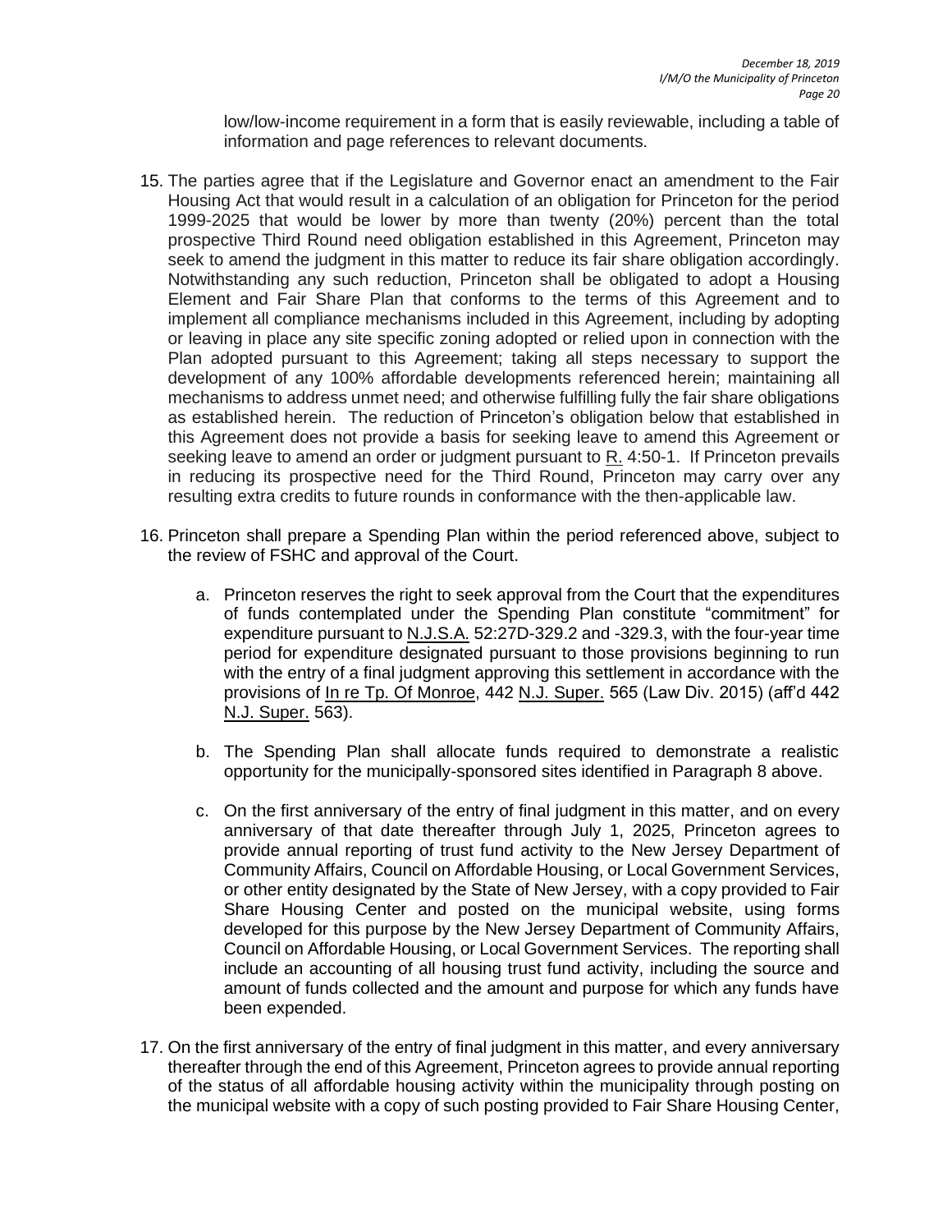low/low-income requirement in a form that is easily reviewable, including a table of information and page references to relevant documents.

15. The parties agree that if the Legislature and Governor enact an amendment to the Fair Housing Act that would result in a calculation of an obligation for Princeton for the period 1999-2025 that would be lower by more than twenty (20%) percent than the total prospective Third Round need obligation established in this Agreement, Princeton may seek to amend the judgment in this matter to reduce its fair share obligation accordingly. Notwithstanding any such reduction, Princeton shall be obligated to adopt a Housing Element and Fair Share Plan that conforms to the terms of this Agreement and to implement all compliance mechanisms included in this Agreement, including by adopting or leaving in place any site specific zoning adopted or relied upon in connection with the Plan adopted pursuant to this Agreement; taking all steps necessary to support the development of any 100% affordable developments referenced herein; maintaining all mechanisms to address unmet need; and otherwise fulfilling fully the fair share obligations as established herein. The reduction of Princeton's obligation below that established in this Agreement does not provide a basis for seeking leave to amend this Agreement or seeking leave to amend an order or judgment pursuant to R. 4:50-1. If Princeton prevails in reducing its prospective need for the Third Round, Princeton may carry over any resulting extra credits to future rounds in conformance with the then-applicable law.

16. Princeton shall prepare a Spending Plan within the period referenced above, subject to the review of FSHC and approval of the Court.

    a. Princeton reserves the right to seek approval from the Court that the expenditures of funds contemplated under the Spending Plan constitute "commitment" for expenditure pursuant to N.J.S.A. 52:27D-329.2 and -329.3, with the four-year time period for expenditure designated pursuant to those provisions beginning to run with the entry of a final judgment approving this settlement in accordance with the provisions of In re Tp. Of Monroe, 442 N.J. Super. 565 (Law Div. 2015) (aff'd 442 N.J. Super. 563).

    b. The Spending Plan shall allocate funds required to demonstrate a realistic opportunity for the municipally-sponsored sites identified in Paragraph 8 above.

    c. On the first anniversary of the entry of final judgment in this matter, and on every anniversary of that date thereafter through July 1, 2025, Princeton agrees to provide annual reporting of trust fund activity to the New Jersey Department of Community Affairs, Council on Affordable Housing, or Local Government Services, or other entity designated by the State of New Jersey, with a copy provided to Fair Share Housing Center and posted on the municipal website, using forms developed for this purpose by the New Jersey Department of Community Affairs, Council on Affordable Housing, or Local Government Services. The reporting shall include an accounting of all housing trust fund activity, including the source and amount of funds collected and the amount and purpose for which any funds have been expended.

17. On the first anniversary of the entry of final judgment in this matter, and every anniversary thereafter through the end of this Agreement, Princeton agrees to provide annual reporting of the status of all affordable housing activity within the municipality through posting on the municipal website with a copy of such posting provided to Fair Share Housing Center,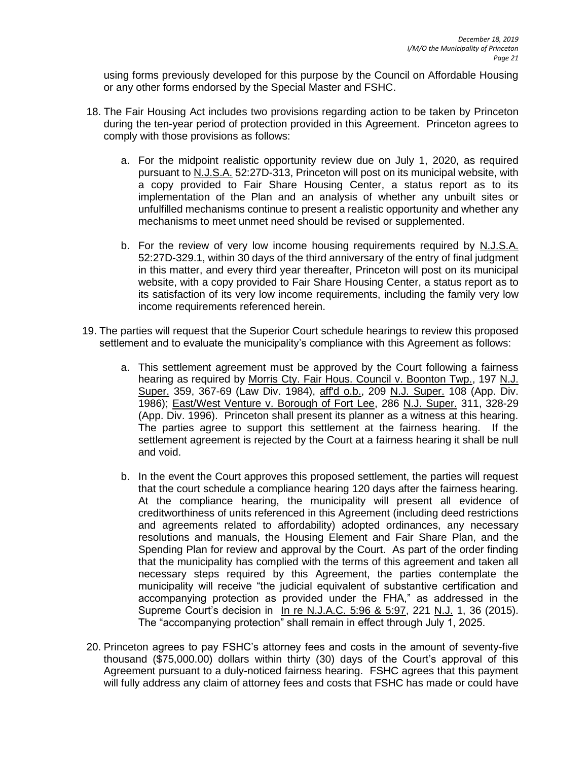using forms previously developed for this purpose by the Council on Affordable Housing or any other forms endorsed by the Special Master and FSHC.

18. The Fair Housing Act includes two provisions regarding action to be taken by Princeton during the ten-year period of protection provided in this Agreement. Princeton agrees to comply with those provisions as follows:

    a. For the midpoint realistic opportunity review due on July 1, 2020, as required pursuant to N.J.S.A. 52:27D-313, Princeton will post on its municipal website, with a copy provided to Fair Share Housing Center, a status report as to its implementation of the Plan and an analysis of whether any unbuilt sites or unfulfilled mechanisms continue to present a realistic opportunity and whether any mechanisms to meet unmet need should be revised or supplemented.

    b. For the review of very low income housing requirements required by N.J.S.A. 52:27D-329.1, within 30 days of the third anniversary of the entry of final judgment in this matter, and every third year thereafter, Princeton will post on its municipal website, with a copy provided to Fair Share Housing Center, a status report as to its satisfaction of its very low income requirements, including the family very low income requirements referenced herein.

19. The parties will request that the Superior Court schedule hearings to review this proposed settlement and to evaluate the municipality's compliance with this Agreement as follows:

    a. This settlement agreement must be approved by the Court following a fairness hearing as required by Morris Cty. Fair Hous. Council v. Boonton Twp., 197 N.J. Super. 359, 367-69 (Law Div. 1984), aff'd o.b., 209 N.J. Super. 108 (App. Div. 1986); East/West Venture v. Borough of Fort Lee, 286 N.J. Super. 311, 328-29 (App. Div. 1996). Princeton shall present its planner as a witness at this hearing. The parties agree to support this settlement at the fairness hearing. If the settlement agreement is rejected by the Court at a fairness hearing it shall be null and void.

    b. In the event the Court approves this proposed settlement, the parties will request that the court schedule a compliance hearing 120 days after the fairness hearing. At the compliance hearing, the municipality will present all evidence of creditworthiness of units referenced in this Agreement (including deed restrictions and agreements related to affordability) adopted ordinances, any necessary resolutions and manuals, the Housing Element and Fair Share Plan, and the Spending Plan for review and approval by the Court. As part of the order finding that the municipality has complied with the terms of this agreement and taken all necessary steps required by this Agreement, the parties contemplate the municipality will receive "the judicial equivalent of substantive certification and accompanying protection as provided under the FHA," as addressed in the Supreme Court's decision in In re N.J.A.C. 5:96 & 5:97, 221 N.J. 1, 36 (2015). The "accompanying protection" shall remain in effect through July 1, 2025.

20. Princeton agrees to pay FSHC's attorney fees and costs in the amount of seventy-five thousand ($75,000.00) dollars within thirty (30) days of the Court's approval of this Agreement pursuant to a duly-noticed fairness hearing. FSHC agrees that this payment will fully address any claim of attorney fees and costs that FSHC has made or could have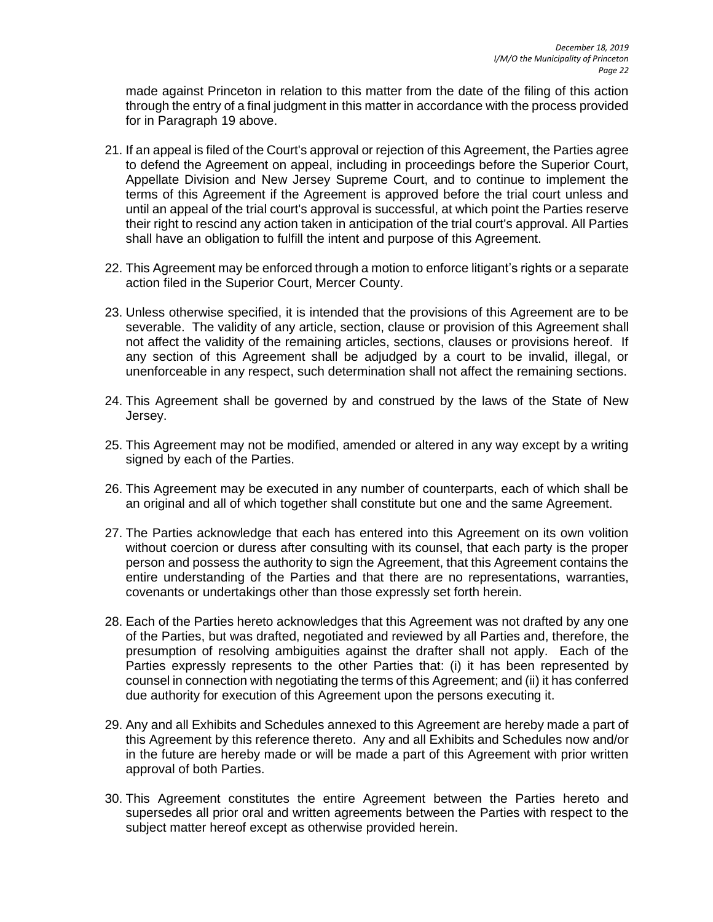made against Princeton in relation to this matter from the date of the filing of this action through the entry of a final judgment in this matter in accordance with the process provided for in Paragraph 19 above.

21. If an appeal is filed of the Court's approval or rejection of this Agreement, the Parties agree to defend the Agreement on appeal, including in proceedings before the Superior Court, Appellate Division and New Jersey Supreme Court, and to continue to implement the terms of this Agreement if the Agreement is approved before the trial court unless and until an appeal of the trial court's approval is successful, at which point the Parties reserve their right to rescind any action taken in anticipation of the trial court's approval. All Parties shall have an obligation to fulfill the intent and purpose of this Agreement.

22. This Agreement may be enforced through a motion to enforce litigant's rights or a separate action filed in the Superior Court, Mercer County.

23. Unless otherwise specified, it is intended that the provisions of this Agreement are to be severable. The validity of any article, section, clause or provision of this Agreement shall not affect the validity of the remaining articles, sections, clauses or provisions hereof. If any section of this Agreement shall be adjudged by a court to be invalid, illegal, or unenforceable in any respect, such determination shall not affect the remaining sections.

24. This Agreement shall be governed by and construed by the laws of the State of New Jersey.

25. This Agreement may not be modified, amended or altered in any way except by a writing signed by each of the Parties.

26. This Agreement may be executed in any number of counterparts, each of which shall be an original and all of which together shall constitute but one and the same Agreement.

27. The Parties acknowledge that each has entered into this Agreement on its own volition without coercion or duress after consulting with its counsel, that each party is the proper person and possess the authority to sign the Agreement, that this Agreement contains the entire understanding of the Parties and that there are no representations, warranties, covenants or undertakings other than those expressly set forth herein.

28. Each of the Parties hereto acknowledges that this Agreement was not drafted by any one of the Parties, but was drafted, negotiated and reviewed by all Parties and, therefore, the presumption of resolving ambiguities against the drafter shall not apply. Each of the Parties expressly represents to the other Parties that: (i) it has been represented by counsel in connection with negotiating the terms of this Agreement; and (ii) it has conferred due authority for execution of this Agreement upon the persons executing it.

29. Any and all Exhibits and Schedules annexed to this Agreement are hereby made a part of this Agreement by this reference thereto. Any and all Exhibits and Schedules now and/or in the future are hereby made or will be made a part of this Agreement with prior written approval of both Parties.

30. This Agreement constitutes the entire Agreement between the Parties hereto and supersedes all prior oral and written agreements between the Parties with respect to the subject matter hereof except as otherwise provided herein.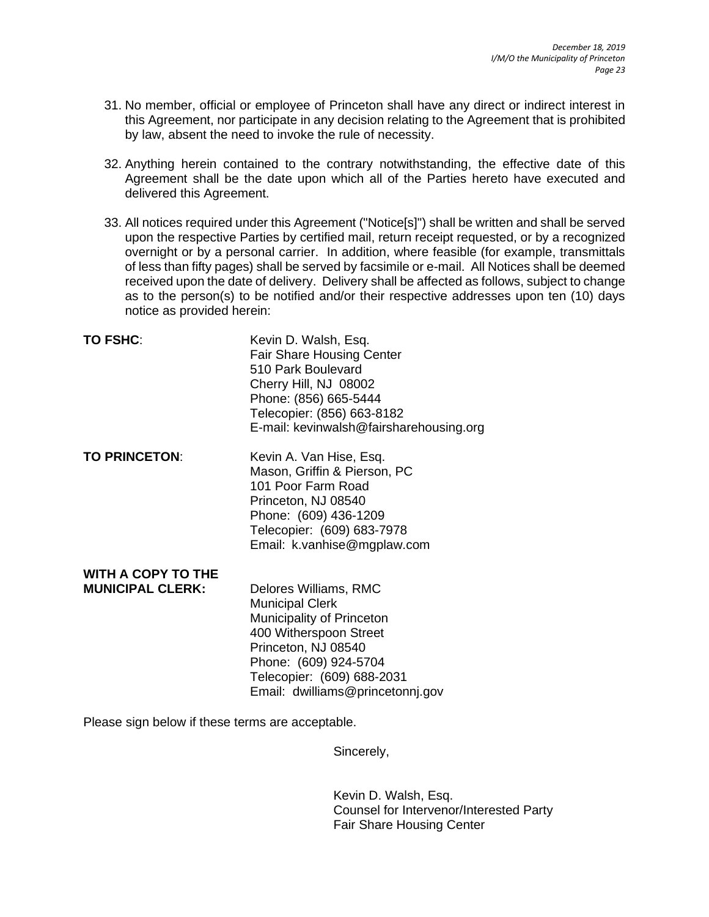31. No member, official or employee of Princeton shall have any direct or indirect interest in this Agreement, nor participate in any decision relating to the Agreement that is prohibited by law, absent the need to invoke the rule of necessity.

32. Anything herein contained to the contrary notwithstanding, the effective date of this Agreement shall be the date upon which all of the Parties hereto have executed and delivered this Agreement.

33. All notices required under this Agreement ("Notice[s]") shall be written and shall be served upon the respective Parties by certified mail, return receipt requested, or by a recognized overnight or by a personal carrier. In addition, where feasible (for example, transmittals of less than fifty pages) shall be served by facsimile or e-mail. All Notices shall be deemed received upon the date of delivery. Delivery shall be affected as follows, subject to change as to the person(s) to be notified and/or their respective addresses upon ten (10) days notice as provided herein:

**TO FSHC**:

Kevin D. Walsh, Esq.
Fair Share Housing Center
510 Park Boulevard
Cherry Hill, NJ 08002
Phone: (856) 665-5444
Telecopier: (856) 663-8182
E-mail: kevinwalsh@fairsharehousing.org

**TO PRINCETON**:

Kevin A. Van Hise, Esq.
Mason, Griffin & Pierson, PC
101 Poor Farm Road
Princeton, NJ 08540
Phone: (609) 436-1209
Telecopier: (609) 683-7978
Email: k.vanhise@mgplaw.com

**WITH A COPY TO THE MUNICIPAL CLERK:**

Delores Williams, RMC
Municipal Clerk
Municipality of Princeton
400 Witherspoon Street
Princeton, NJ 08540
Phone: (609) 924-5704
Telecopier: (609) 688-2031
Email: dwilliams@princetonnj.gov

Please sign below if these terms are acceptable.

Sincerely,

Kevin D. Walsh, Esq.
Counsel for Intervenor/Interested Party
Fair Share Housing Center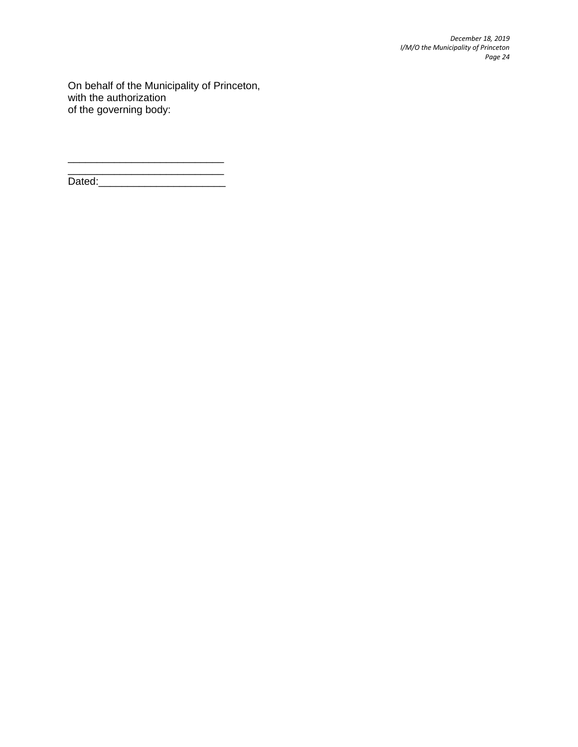On behalf of the Municipality of Princeton,
with the authorization
of the governing body:

___________________________
___________________________
Dated:______________________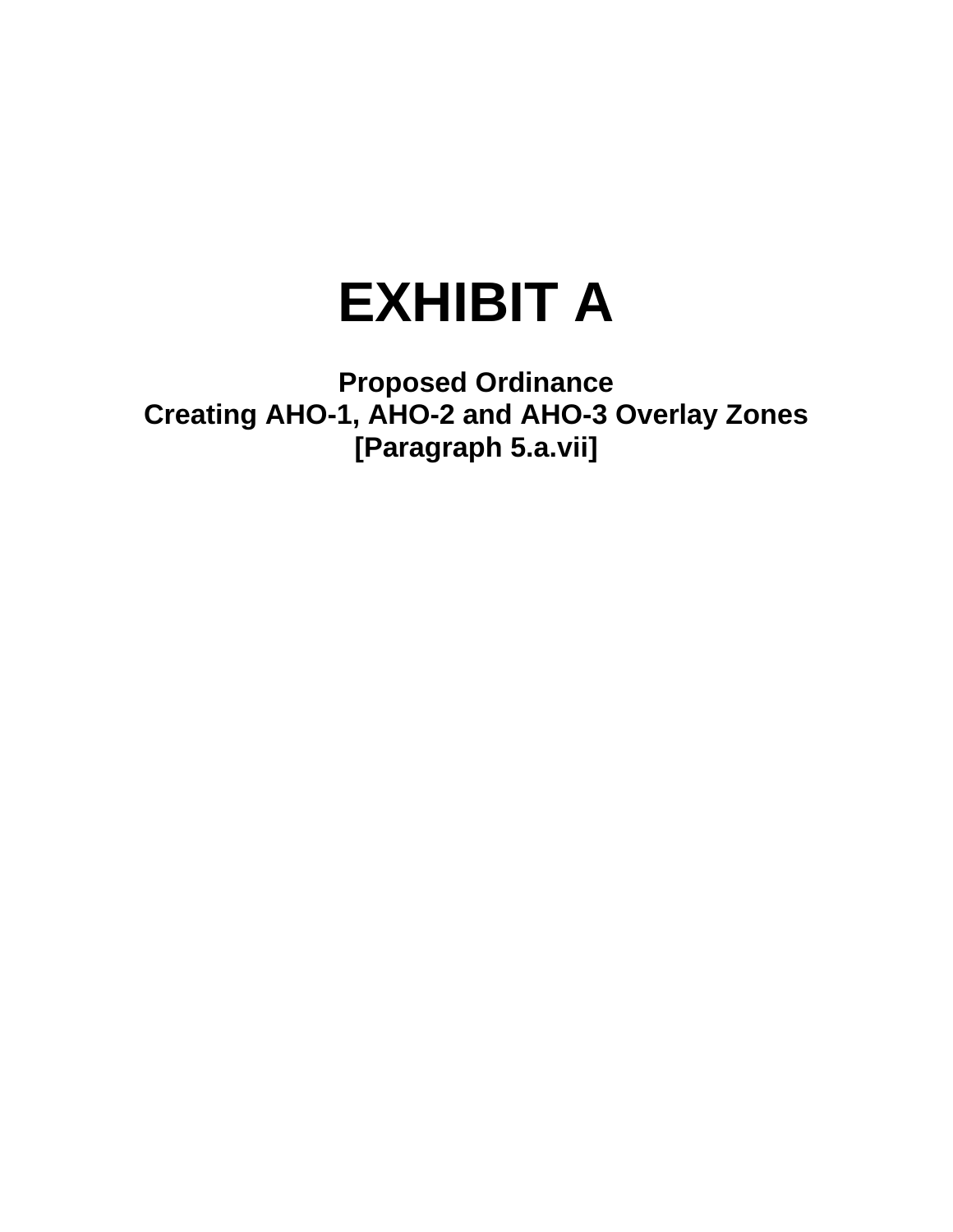# EXHIBIT A

**Proposed Ordinance**
**Creating AHO-1, AHO-2 and AHO-3 Overlay Zones**
**[Paragraph 5.a.vii]**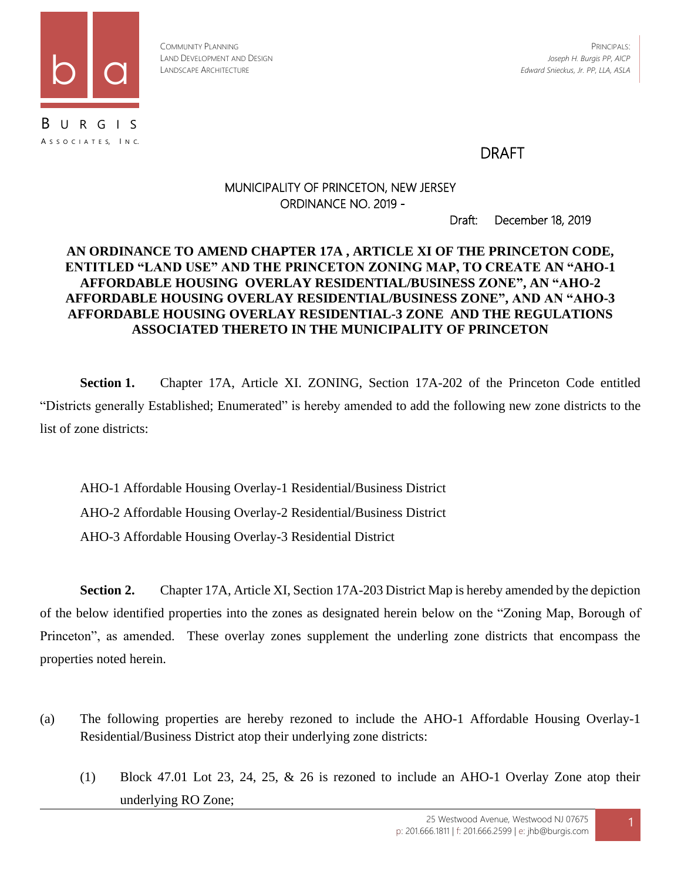COMMUNITY PLANNING
LAND DEVELOPMENT AND DESIGN
LANDSCAPE ARCHITECTURE

PRINCIPALS:
*Joseph H. Burgis PP, AICP*
*Edward Snieckus, Jr. PP, LLA, ASLA*

DRAFT

MUNICIPALITY OF PRINCETON, NEW JERSEY
ORDINANCE NO. 2019 -

Draft: December 18, 2019

**AN ORDINANCE TO AMEND CHAPTER 17A , ARTICLE XI OF THE PRINCETON CODE, ENTITLED "LAND USE" AND THE PRINCETON ZONING MAP, TO CREATE AN "AHO-1 AFFORDABLE HOUSING OVERLAY RESIDENTIAL/BUSINESS ZONE", AN "AHO-2 AFFORDABLE HOUSING OVERLAY RESIDENTIAL/BUSINESS ZONE", AND AN "AHO-3 AFFORDABLE HOUSING OVERLAY RESIDENTIAL-3 ZONE AND THE REGULATIONS ASSOCIATED THERETO IN THE MUNICIPALITY OF PRINCETON**

**Section 1.** Chapter 17A, Article XI. ZONING, Section 17A-202 of the Princeton Code entitled "Districts generally Established; Enumerated" is hereby amended to add the following new zone districts to the list of zone districts:

AHO-1 Affordable Housing Overlay-1 Residential/Business District

AHO-2 Affordable Housing Overlay-2 Residential/Business District

AHO-3 Affordable Housing Overlay-3 Residential District

**Section 2.** Chapter 17A, Article XI, Section 17A-203 District Map is hereby amended by the depiction of the below identified properties into the zones as designated herein below on the "Zoning Map, Borough of Princeton", as amended. These overlay zones supplement the underling zone districts that encompass the properties noted herein.

(a) The following properties are hereby rezoned to include the AHO-1 Affordable Housing Overlay-1 Residential/Business District atop their underlying zone districts:

(1) Block 47.01 Lot 23, 24, 25, & 26 is rezoned to include an AHO-1 Overlay Zone atop their underlying RO Zone;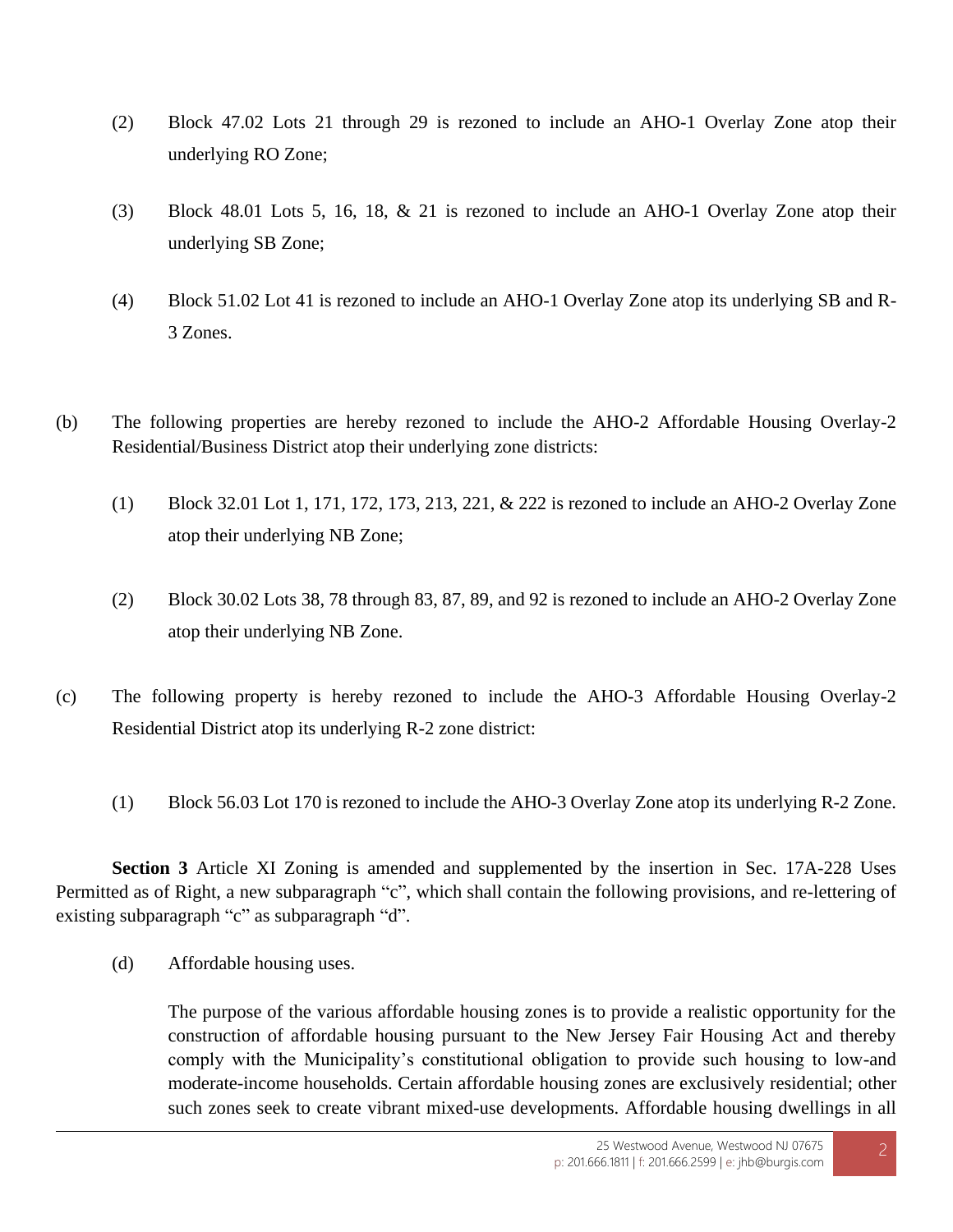(2) Block 47.02 Lots 21 through 29 is rezoned to include an AHO-1 Overlay Zone atop their underlying RO Zone;

(3) Block 48.01 Lots 5, 16, 18, & 21 is rezoned to include an AHO-1 Overlay Zone atop their underlying SB Zone;

(4) Block 51.02 Lot 41 is rezoned to include an AHO-1 Overlay Zone atop its underlying SB and R-3 Zones.

(b) The following properties are hereby rezoned to include the AHO-2 Affordable Housing Overlay-2 Residential/Business District atop their underlying zone districts:

(1) Block 32.01 Lot 1, 171, 172, 173, 213, 221, & 222 is rezoned to include an AHO-2 Overlay Zone atop their underlying NB Zone;

(2) Block 30.02 Lots 38, 78 through 83, 87, 89, and 92 is rezoned to include an AHO-2 Overlay Zone atop their underlying NB Zone.

(c) The following property is hereby rezoned to include the AHO-3 Affordable Housing Overlay-2 Residential District atop its underlying R-2 zone district:

(1) Block 56.03 Lot 170 is rezoned to include the AHO-3 Overlay Zone atop its underlying R-2 Zone.

**Section 3** Article XI Zoning is amended and supplemented by the insertion in Sec. 17A-228 Uses Permitted as of Right, a new subparagraph "c", which shall contain the following provisions, and re-lettering of existing subparagraph "c" as subparagraph "d".

(d) Affordable housing uses.

The purpose of the various affordable housing zones is to provide a realistic opportunity for the construction of affordable housing pursuant to the New Jersey Fair Housing Act and thereby comply with the Municipality's constitutional obligation to provide such housing to low-and moderate-income households. Certain affordable housing zones are exclusively residential; other such zones seek to create vibrant mixed-use developments. Affordable housing dwellings in all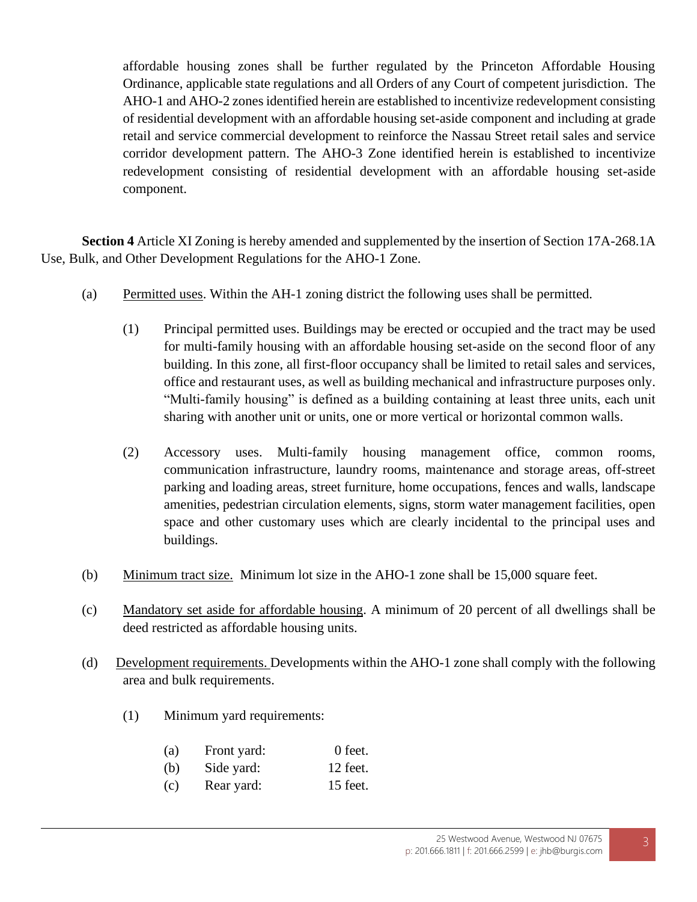affordable housing zones shall be further regulated by the Princeton Affordable Housing Ordinance, applicable state regulations and all Orders of any Court of competent jurisdiction. The AHO-1 and AHO-2 zones identified herein are established to incentivize redevelopment consisting of residential development with an affordable housing set-aside component and including at grade retail and service commercial development to reinforce the Nassau Street retail sales and service corridor development pattern. The AHO-3 Zone identified herein is established to incentivize redevelopment consisting of residential development with an affordable housing set-aside component.

**Section 4** Article XI Zoning is hereby amended and supplemented by the insertion of Section 17A-268.1A Use, Bulk, and Other Development Regulations for the AHO-1 Zone.

(a) Permitted uses. Within the AH-1 zoning district the following uses shall be permitted.

(1) Principal permitted uses. Buildings may be erected or occupied and the tract may be used for multi-family housing with an affordable housing set-aside on the second floor of any building. In this zone, all first-floor occupancy shall be limited to retail sales and services, office and restaurant uses, as well as building mechanical and infrastructure purposes only. "Multi-family housing" is defined as a building containing at least three units, each unit sharing with another unit or units, one or more vertical or horizontal common walls.

(2) Accessory uses. Multi-family housing management office, common rooms, communication infrastructure, laundry rooms, maintenance and storage areas, off-street parking and loading areas, street furniture, home occupations, fences and walls, landscape amenities, pedestrian circulation elements, signs, storm water management facilities, open space and other customary uses which are clearly incidental to the principal uses and buildings.

(b) Minimum tract size. Minimum lot size in the AHO-1 zone shall be 15,000 square feet.

(c) Mandatory set aside for affordable housing. A minimum of 20 percent of all dwellings shall be deed restricted as affordable housing units.

(d) Development requirements. Developments within the AHO-1 zone shall comply with the following area and bulk requirements.

(1) Minimum yard requirements:

(a) Front yard: 0 feet.
(b) Side yard: 12 feet.
(c) Rear yard: 15 feet.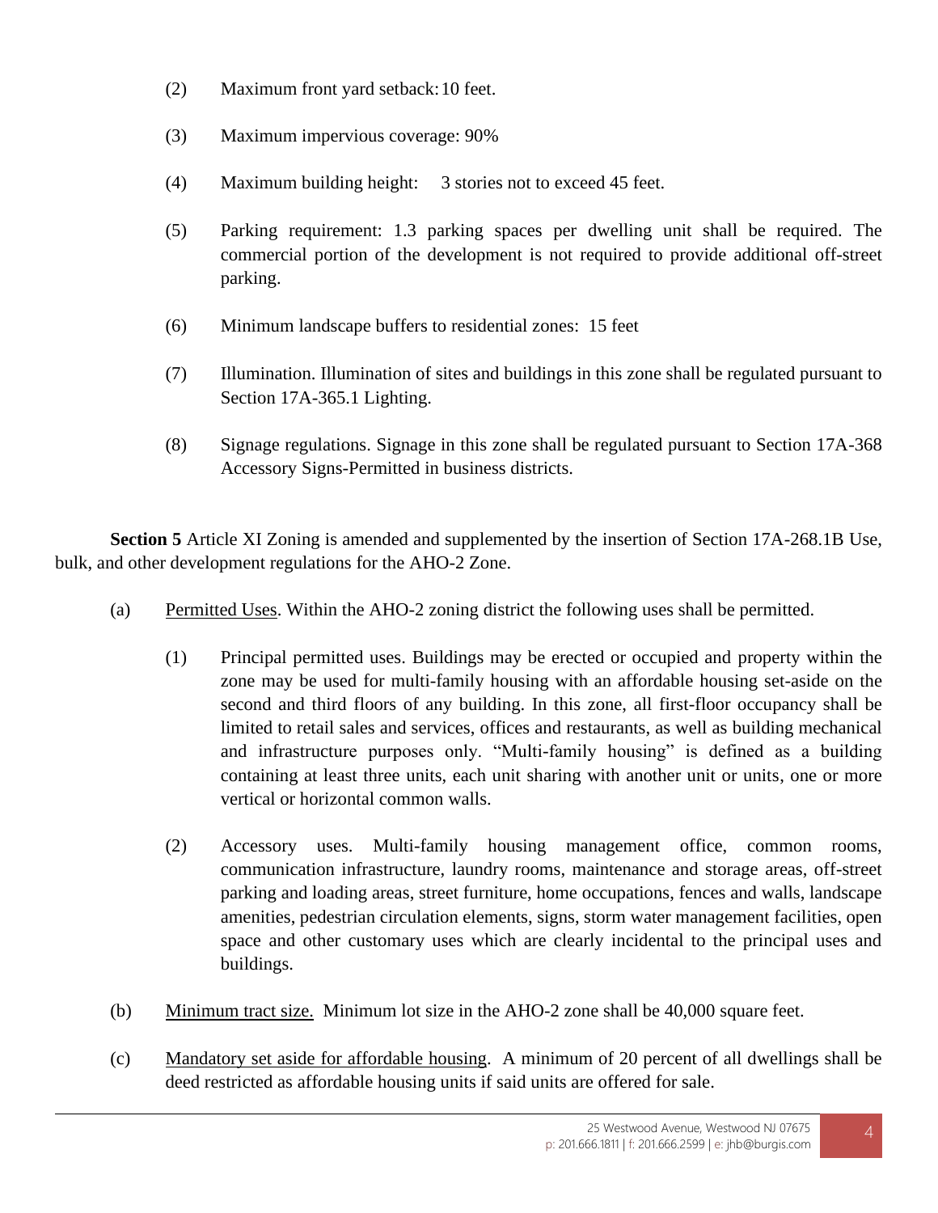(2) Maximum front yard setback: 10 feet.

(3) Maximum impervious coverage: 90%

(4) Maximum building height: 3 stories not to exceed 45 feet.

(5) Parking requirement: 1.3 parking spaces per dwelling unit shall be required. The commercial portion of the development is not required to provide additional off-street parking.

(6) Minimum landscape buffers to residential zones: 15 feet

(7) Illumination. Illumination of sites and buildings in this zone shall be regulated pursuant to Section 17A-365.1 Lighting.

(8) Signage regulations. Signage in this zone shall be regulated pursuant to Section 17A-368 Accessory Signs-Permitted in business districts.

**Section 5** Article XI Zoning is amended and supplemented by the insertion of Section 17A-268.1B Use, bulk, and other development regulations for the AHO-2 Zone.

(a) Permitted Uses. Within the AHO-2 zoning district the following uses shall be permitted.

(1) Principal permitted uses. Buildings may be erected or occupied and property within the zone may be used for multi-family housing with an affordable housing set-aside on the second and third floors of any building. In this zone, all first-floor occupancy shall be limited to retail sales and services, offices and restaurants, as well as building mechanical and infrastructure purposes only. "Multi-family housing" is defined as a building containing at least three units, each unit sharing with another unit or units, one or more vertical or horizontal common walls.

(2) Accessory uses. Multi-family housing management office, common rooms, communication infrastructure, laundry rooms, maintenance and storage areas, off-street parking and loading areas, street furniture, home occupations, fences and walls, landscape amenities, pedestrian circulation elements, signs, storm water management facilities, open space and other customary uses which are clearly incidental to the principal uses and buildings.

(b) Minimum tract size. Minimum lot size in the AHO-2 zone shall be 40,000 square feet.

(c) Mandatory set aside for affordable housing. A minimum of 20 percent of all dwellings shall be deed restricted as affordable housing units if said units are offered for sale.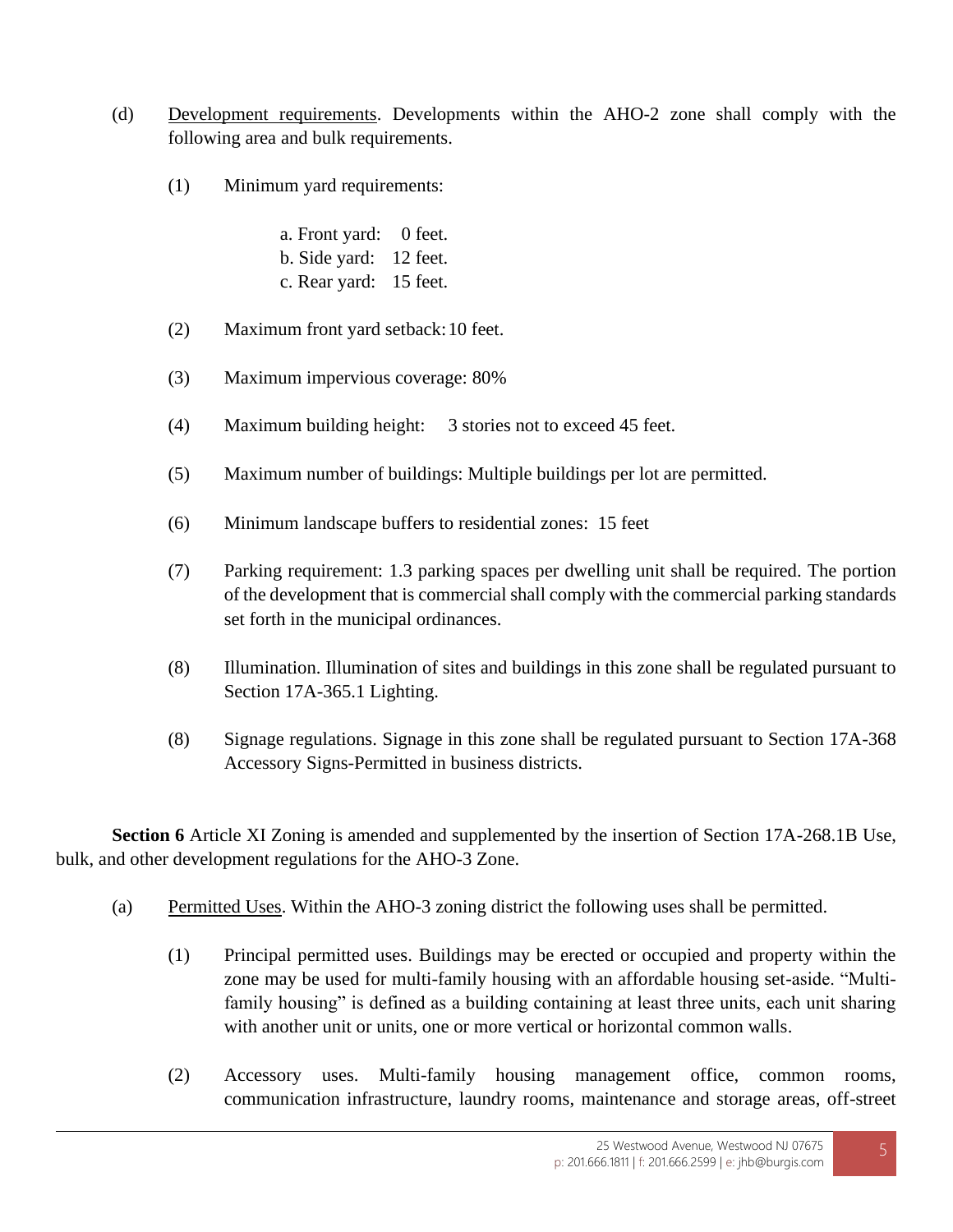(d) Development requirements. Developments within the AHO-2 zone shall comply with the following area and bulk requirements.

(1) Minimum yard requirements:

a. Front yard: 0 feet.
b. Side yard: 12 feet.
c. Rear yard: 15 feet.

(2) Maximum front yard setback: 10 feet.

(3) Maximum impervious coverage: 80%

(4) Maximum building height: 3 stories not to exceed 45 feet.

(5) Maximum number of buildings: Multiple buildings per lot are permitted.

(6) Minimum landscape buffers to residential zones: 15 feet

(7) Parking requirement: 1.3 parking spaces per dwelling unit shall be required. The portion of the development that is commercial shall comply with the commercial parking standards set forth in the municipal ordinances.

(8) Illumination. Illumination of sites and buildings in this zone shall be regulated pursuant to Section 17A-365.1 Lighting.

(8) Signage regulations. Signage in this zone shall be regulated pursuant to Section 17A-368 Accessory Signs-Permitted in business districts.

**Section 6** Article XI Zoning is amended and supplemented by the insertion of Section 17A-268.1B Use, bulk, and other development regulations for the AHO-3 Zone.

(a) Permitted Uses. Within the AHO-3 zoning district the following uses shall be permitted.

(1) Principal permitted uses. Buildings may be erected or occupied and property within the zone may be used for multi-family housing with an affordable housing set-aside. "Multi-family housing" is defined as a building containing at least three units, each unit sharing with another unit or units, one or more vertical or horizontal common walls.

(2) Accessory uses. Multi-family housing management office, common rooms, communication infrastructure, laundry rooms, maintenance and storage areas, off-street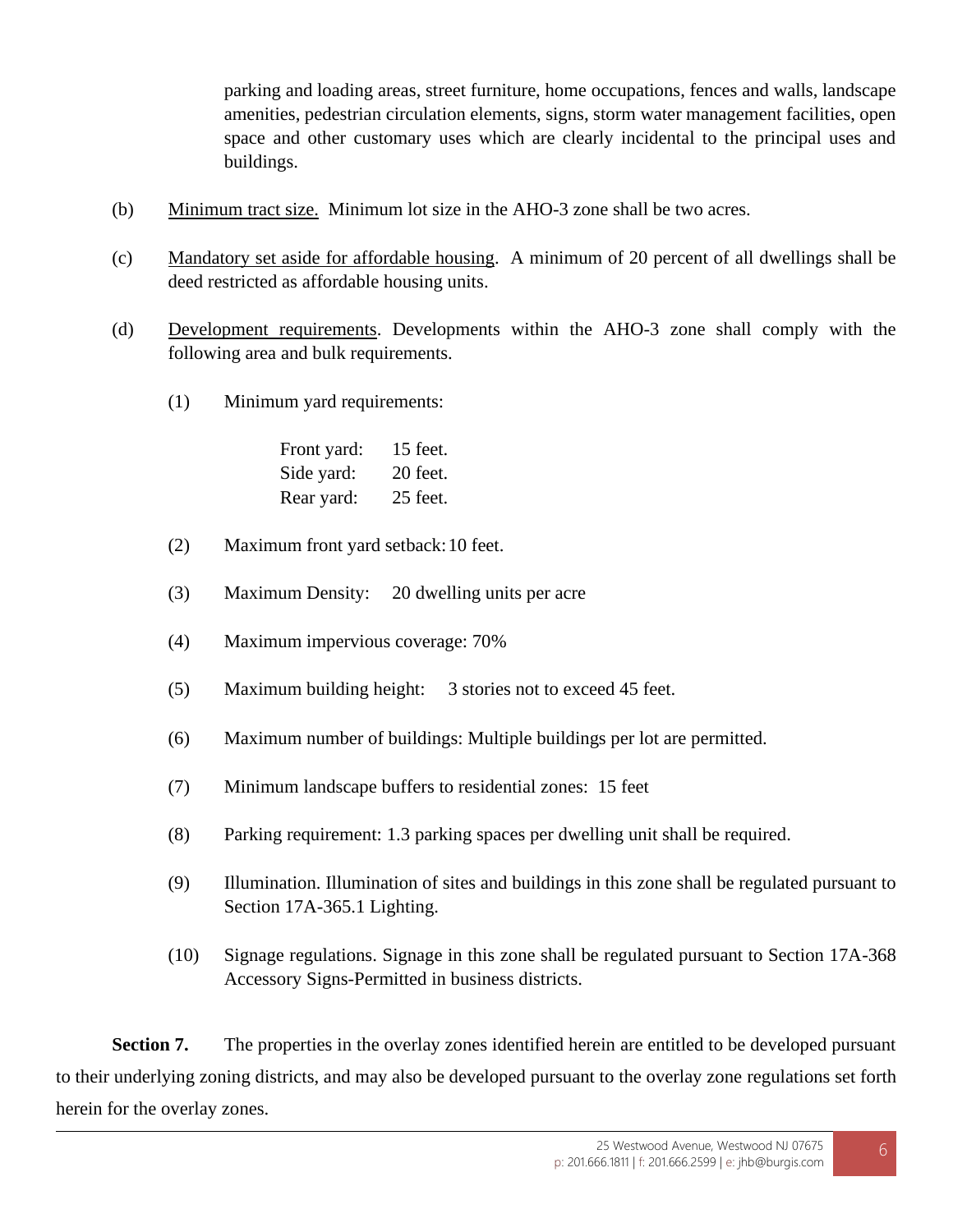parking and loading areas, street furniture, home occupations, fences and walls, landscape amenities, pedestrian circulation elements, signs, storm water management facilities, open space and other customary uses which are clearly incidental to the principal uses and buildings.

(b) Minimum tract size. Minimum lot size in the AHO-3 zone shall be two acres.

(c) Mandatory set aside for affordable housing. A minimum of 20 percent of all dwellings shall be deed restricted as affordable housing units.

(d) Development requirements. Developments within the AHO-3 zone shall comply with the following area and bulk requirements.

(1) Minimum yard requirements:

| | |
|---|---|
| Front yard: | 15 feet. |
| Side yard: | 20 feet. |
| Rear yard: | 25 feet. |

(2) Maximum front yard setback: 10 feet.

(3) Maximum Density: 20 dwelling units per acre

(4) Maximum impervious coverage: 70%

(5) Maximum building height: 3 stories not to exceed 45 feet.

(6) Maximum number of buildings: Multiple buildings per lot are permitted.

(7) Minimum landscape buffers to residential zones: 15 feet

(8) Parking requirement: 1.3 parking spaces per dwelling unit shall be required.

(9) Illumination. Illumination of sites and buildings in this zone shall be regulated pursuant to Section 17A-365.1 Lighting.

(10) Signage regulations. Signage in this zone shall be regulated pursuant to Section 17A-368 Accessory Signs-Permitted in business districts.

**Section 7.** The properties in the overlay zones identified herein are entitled to be developed pursuant to their underlying zoning districts, and may also be developed pursuant to the overlay zone regulations set forth herein for the overlay zones.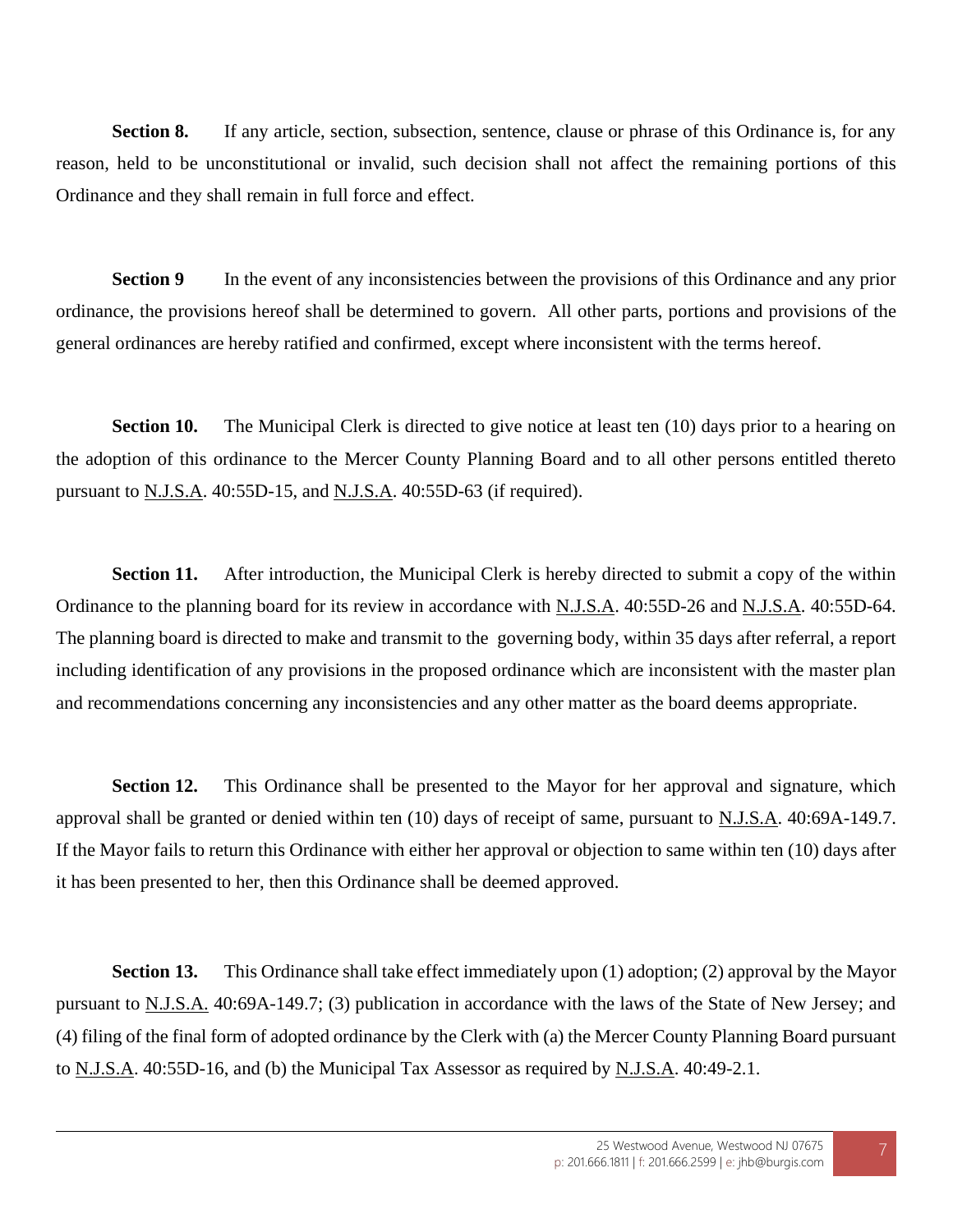**Section 8.** If any article, section, subsection, sentence, clause or phrase of this Ordinance is, for any reason, held to be unconstitutional or invalid, such decision shall not affect the remaining portions of this Ordinance and they shall remain in full force and effect.

**Section 9** In the event of any inconsistencies between the provisions of this Ordinance and any prior ordinance, the provisions hereof shall be determined to govern. All other parts, portions and provisions of the general ordinances are hereby ratified and confirmed, except where inconsistent with the terms hereof.

**Section 10.** The Municipal Clerk is directed to give notice at least ten (10) days prior to a hearing on the adoption of this ordinance to the Mercer County Planning Board and to all other persons entitled thereto pursuant to N.J.S.A. 40:55D-15, and N.J.S.A. 40:55D-63 (if required).

**Section 11.** After introduction, the Municipal Clerk is hereby directed to submit a copy of the within Ordinance to the planning board for its review in accordance with N.J.S.A. 40:55D-26 and N.J.S.A. 40:55D-64. The planning board is directed to make and transmit to the governing body, within 35 days after referral, a report including identification of any provisions in the proposed ordinance which are inconsistent with the master plan and recommendations concerning any inconsistencies and any other matter as the board deems appropriate.

**Section 12.** This Ordinance shall be presented to the Mayor for her approval and signature, which approval shall be granted or denied within ten (10) days of receipt of same, pursuant to N.J.S.A. 40:69A-149.7. If the Mayor fails to return this Ordinance with either her approval or objection to same within ten (10) days after it has been presented to her, then this Ordinance shall be deemed approved.

**Section 13.** This Ordinance shall take effect immediately upon (1) adoption; (2) approval by the Mayor pursuant to N.J.S.A. 40:69A-149.7; (3) publication in accordance with the laws of the State of New Jersey; and (4) filing of the final form of adopted ordinance by the Clerk with (a) the Mercer County Planning Board pursuant to N.J.S.A. 40:55D-16, and (b) the Municipal Tax Assessor as required by N.J.S.A. 40:49-2.1.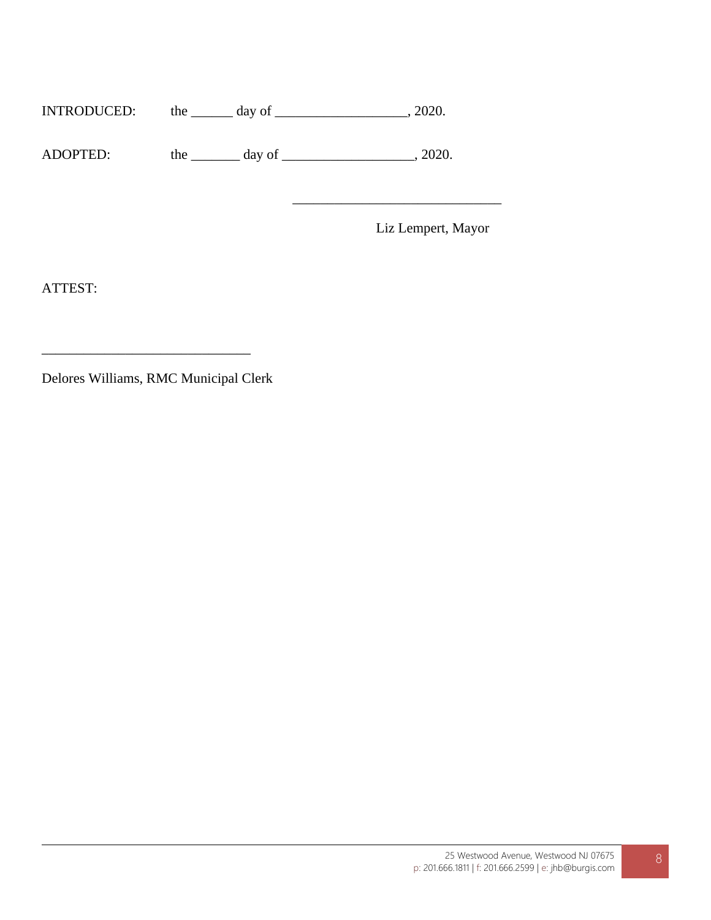INTRODUCED: the ______ day of ___________________, 2020.

ADOPTED: the _______ day of ___________________, 2020.

______________________________

Liz Lempert, Mayor

ATTEST:

______________________________

Delores Williams, RMC Municipal Clerk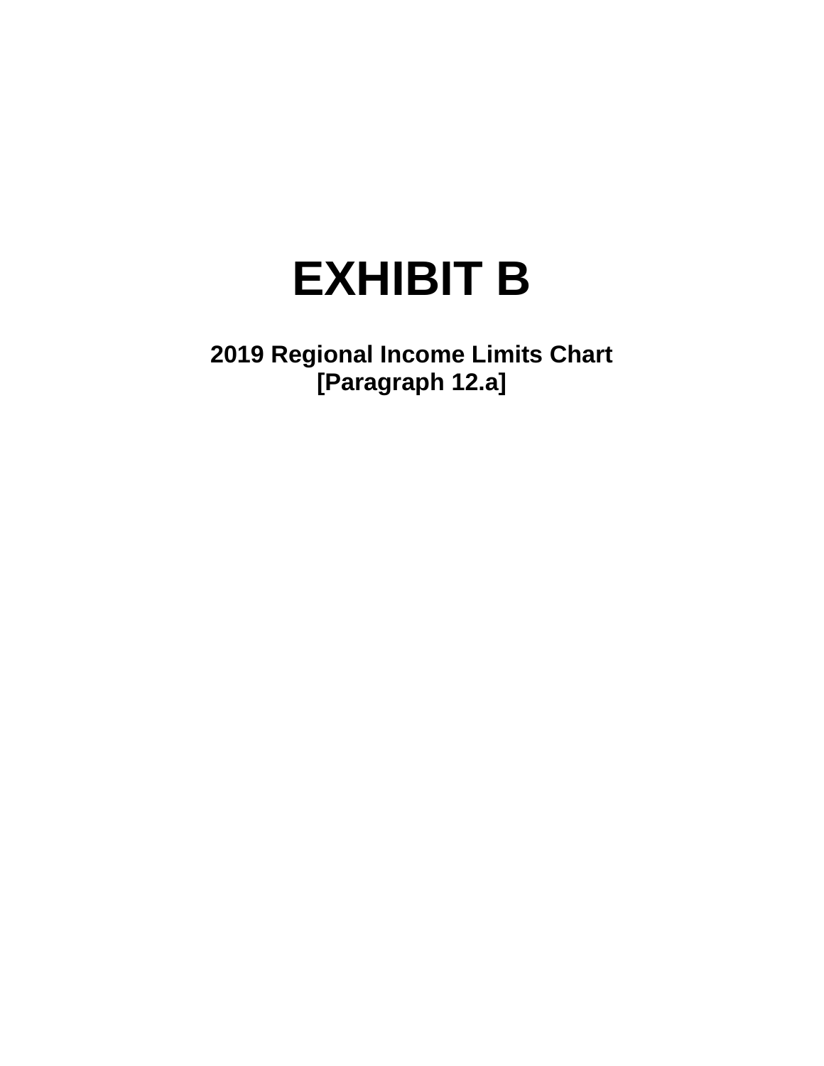# EXHIBIT B

**2019 Regional Income Limits Chart**
**[Paragraph 12.a]**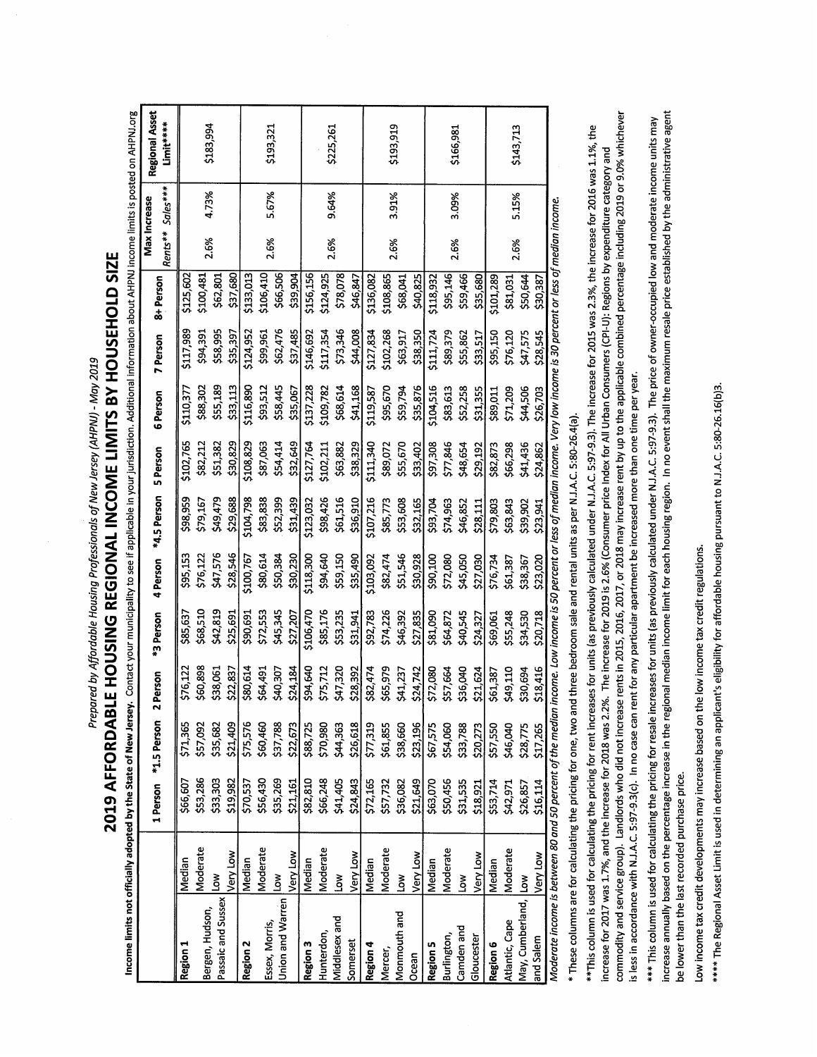*Prepared by Affordable Housing Professionals of New Jersey (AHPNJ) - May 2019*

# 2019 AFFORDABLE HOUSING REGIONAL INCOME LIMITS BY HOUSEHOLD SIZE

**Income limits not officially adopted by the State of New Jersey.** Contact your municipality to see if applicable in your jurisdiction. Additional information about AHPNJ income limits is posted on AHPNJ.org

| | | 1 Person | *1.5 Person | 2 Person | *3 Person | 4 Person | *4.5 Person | 5 Person | 6 Person | 7 Person | 8+ Person | Max Increase Rents** | Max Increase Sales*** | Regional Asset Limit**** |
|---|---|---|---|---|---|---|---|---|---|---|---|---|---|---|
| **Region 1** | Median | $66,607 | $71,365 | $76,122 | $85,637 | $95,153 | $98,959 | $102,765 | $110,377 | $117,989 | $125,602 | 2.6% | 4.73% | $183,994 |
| Bergen, Hudson, | Moderate | $53,286 | $57,092 | $60,898 | $68,510 | $76,122 | $79,167 | $82,212 | $88,302 | $94,391 | $100,481 | | | |
| Passaic and Sussex | Low | $33,303 | $35,682 | $38,061 | $42,819 | $47,576 | $49,479 | $51,382 | $55,189 | $58,995 | $62,801 | | | |
| | Very Low | $19,982 | $21,409 | $22,837 | $25,691 | $28,546 | $29,688 | $30,829 | $33,113 | $35,397 | $37,680 | | | |
| **Region 2** | Median | $70,537 | $75,576 | $80,614 | $90,691 | $100,767 | $104,798 | $108,829 | $116,890 | $124,952 | $133,013 | 2.6% | 5.67% | $193,321 |
| Essex, Morris, | Moderate | $56,430 | $60,460 | $64,491 | $72,553 | $80,614 | $83,838 | $87,063 | $93,512 | $99,961 | $106,410 | | | |
| Union and Warren | Low | $35,269 | $37,788 | $40,307 | $45,345 | $50,384 | $52,399 | $54,414 | $58,445 | $62,476 | $66,506 | | | |
| | Very Low | $21,161 | $22,673 | $24,184 | $27,207 | $30,230 | $31,439 | $32,649 | $35,067 | $37,485 | $39,904 | | | |
| **Region 3** | Median | $82,810 | $88,725 | $94,640 | $106,470 | $118,300 | $123,032 | $127,764 | $137,228 | $146,692 | $156,156 | 2.6% | 9.64% | $225,261 |
| Hunterdon, | Moderate | $66,248 | $70,980 | $75,712 | $85,176 | $94,640 | $98,426 | $102,211 | $109,782 | $117,354 | $124,925 | | | |
| Middlesex and | Low | $41,405 | $44,363 | $47,320 | $53,235 | $59,150 | $61,516 | $63,882 | $68,614 | $73,346 | $78,078 | | | |
| Somerset | Very Low | $24,843 | $26,618 | $28,392 | $31,941 | $35,490 | $36,910 | $38,329 | $41,168 | $44,008 | $46,847 | | | |
| **Region 4** | Median | $72,165 | $77,319 | $82,474 | $92,783 | $103,092 | $107,216 | $111,340 | $119,587 | $127,834 | $136,082 | 2.6% | 3.91% | $193,919 |
| Mercer, | Moderate | $57,732 | $61,855 | $65,979 | $74,226 | $82,474 | $85,773 | $89,072 | $95,670 | $102,268 | $108,865 | | | |
| Monmouth and | Low | $36,082 | $38,660 | $41,237 | $46,392 | $51,546 | $53,608 | $55,670 | $59,794 | $63,917 | $68,041 | | | |
| Ocean | Very Low | $21,649 | $23,196 | $24,742 | $27,835 | $30,928 | $32,165 | $33,402 | $35,876 | $38,350 | $40,825 | | | |
| **Region 5** | Median | $63,070 | $67,575 | $72,080 | $81,090 | $90,100 | $93,704 | $97,308 | $104,516 | $111,724 | $118,932 | 2.6% | 3.09% | $166,981 |
| Burlington, | Moderate | $50,456 | $54,060 | $57,664 | $64,872 | $72,080 | $74,963 | $77,846 | $83,613 | $89,379 | $95,146 | | | |
| Camden and | Low | $31,535 | $33,788 | $36,040 | $40,545 | $45,050 | $46,852 | $48,654 | $52,258 | $55,862 | $59,466 | | | |
| Gloucester | Very Low | $18,921 | $20,273 | $21,624 | $24,327 | $27,030 | $28,111 | $29,192 | $31,355 | $33,517 | $35,680 | | | |
| **Region 6** | Median | $53,714 | $57,550 | $61,387 | $69,061 | $76,734 | $79,803 | $82,873 | $89,011 | $95,150 | $101,289 | 2.6% | 5.15% | $143,713 |
| Atlantic, Cape | Moderate | $42,971 | $46,040 | $49,110 | $55,248 | $61,387 | $63,843 | $66,298 | $71,209 | $76,120 | $81,031 | | | |
| May, Cumberland, | Low | $26,857 | $28,775 | $30,694 | $34,530 | $38,367 | $39,902 | $41,436 | $44,506 | $47,575 | $50,644 | | | |
| and Salem | Very Low | $16,114 | $17,265 | $18,416 | $20,718 | $23,020 | $23,941 | $24,862 | $26,703 | $28,545 | $30,387 | | | |

*Moderate income is between 80 and 50 percent of the median income. Low income is 50 percent or less of median income. Very low income is 30 percent or less of median income.*

\* These columns are for calculating the pricing for one, two and three bedroom sale and rental units as per N.J.A.C. 5:80-26.4(a).

**This column is used for calculating the pricing for rent increases for units (as previously calculated under N.J.A.C. 5:97-9.3). The increase for 2015 was 2.3%, the increase for 2016 was 1.1%, the increase for 2017 was 1.7%, and the increase for 2018 was 2.2%. The increase for 2019 is 2.6% (Consumer price Index for All Urban Consumers (CPI-U): Regions by expenditure category and commodity and service group). Landlords who did not increase rents in 2015, 2016, 2017, or 2018 may increase rent by up to the applicable combined percentage including 2019 or 9.0% whichever is less in accordance with N.J.A.C. 5:97-9.3(c). In no case can rent for any particular apartment be increased more than one time per year.

*** This column is used for calculating the pricing for resale increases for units (as previously calculated under N.J.A.C. 5:97-9.3). The price of owner-occupied low and moderate income units may increase annually based on the percentage increase in the regional median income limit for each housing region. In no event shall the maximum resale price established by the administrative agent be lower than the last recorded purchase price.

Low income tax credit developments may increase based on the low income tax credit regulations.

**** The Regional Asset Limit is used in determining an applicant's eligibility for affordable housing pursuant to N.J.A.C. 5:80-26.16(b)3.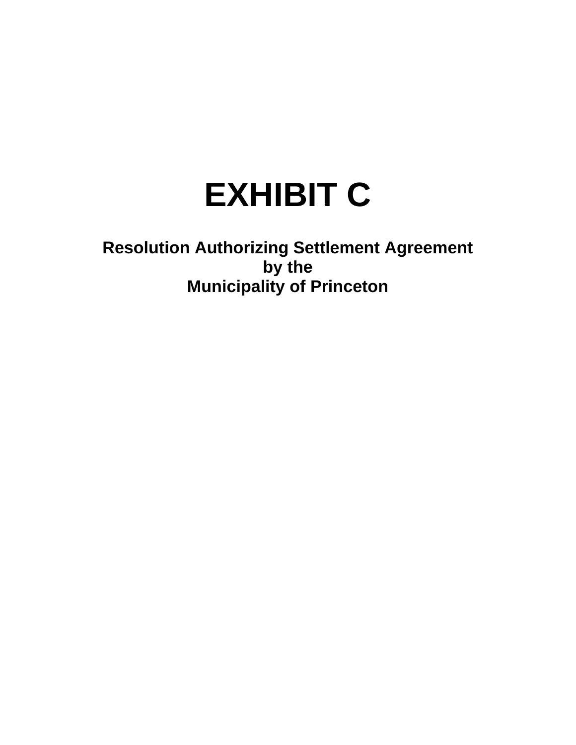# EXHIBIT C

**Resolution Authorizing Settlement Agreement**
**by the**
**Municipality of Princeton**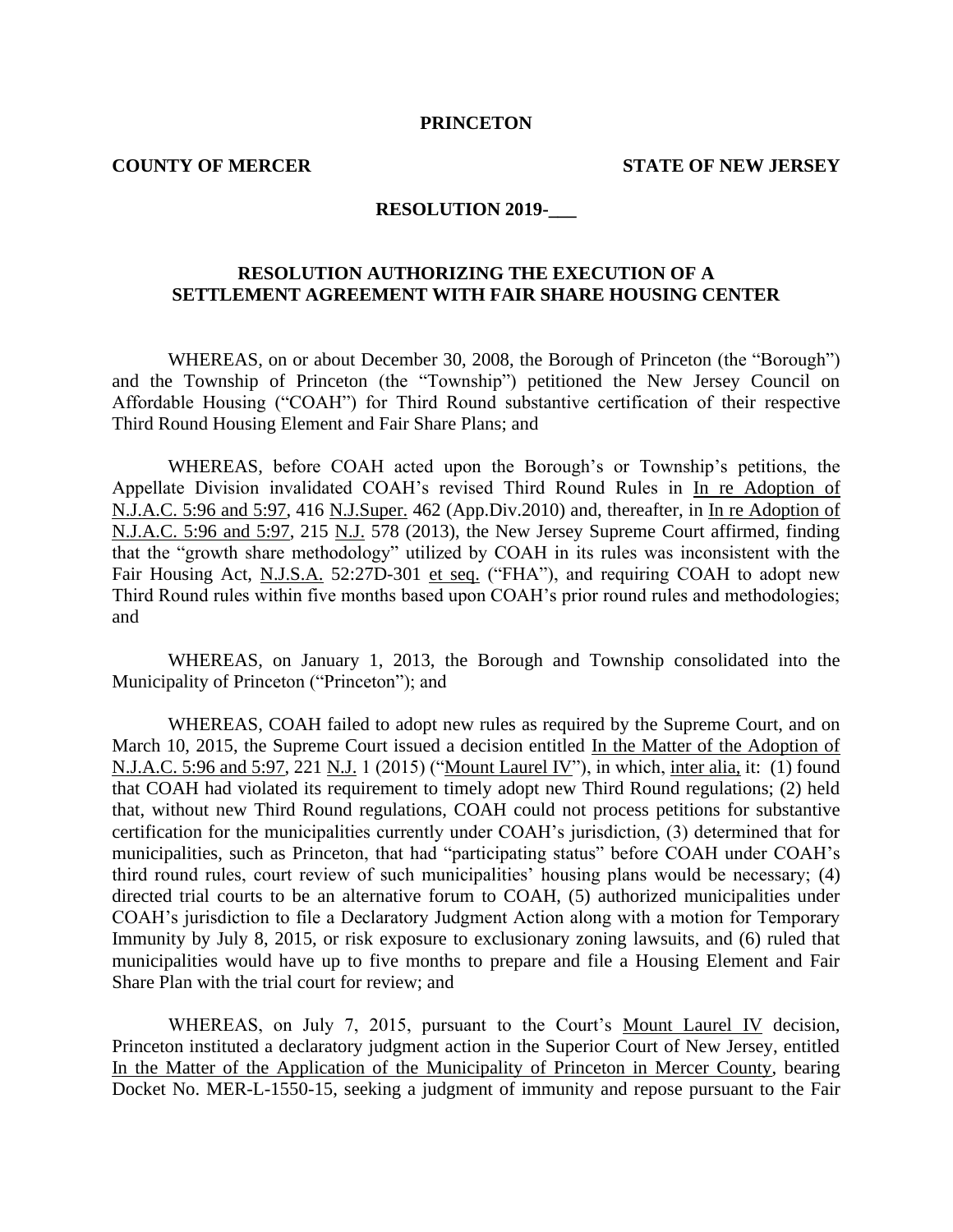**PRINCETON**

**COUNTY OF MERCER** **STATE OF NEW JERSEY**

**RESOLUTION 2019-___**

**RESOLUTION AUTHORIZING THE EXECUTION OF A SETTLEMENT AGREEMENT WITH FAIR SHARE HOUSING CENTER**

WHEREAS, on or about December 30, 2008, the Borough of Princeton (the "Borough") and the Township of Princeton (the "Township") petitioned the New Jersey Council on Affordable Housing ("COAH") for Third Round substantive certification of their respective Third Round Housing Element and Fair Share Plans; and

WHEREAS, before COAH acted upon the Borough's or Township's petitions, the Appellate Division invalidated COAH's revised Third Round Rules in In re Adoption of N.J.A.C. 5:96 and 5:97, 416 N.J.Super. 462 (App.Div.2010) and, thereafter, in In re Adoption of N.J.A.C. 5:96 and 5:97, 215 N.J. 578 (2013), the New Jersey Supreme Court affirmed, finding that the "growth share methodology" utilized by COAH in its rules was inconsistent with the Fair Housing Act, N.J.S.A. 52:27D-301 et seq. ("FHA"), and requiring COAH to adopt new Third Round rules within five months based upon COAH's prior round rules and methodologies; and

WHEREAS, on January 1, 2013, the Borough and Township consolidated into the Municipality of Princeton ("Princeton"); and

WHEREAS, COAH failed to adopt new rules as required by the Supreme Court, and on March 10, 2015, the Supreme Court issued a decision entitled In the Matter of the Adoption of N.J.A.C. 5:96 and 5:97, 221 N.J. 1 (2015) ("Mount Laurel IV"), in which, inter alia, it: (1) found that COAH had violated its requirement to timely adopt new Third Round regulations; (2) held that, without new Third Round regulations, COAH could not process petitions for substantive certification for the municipalities currently under COAH's jurisdiction, (3) determined that for municipalities, such as Princeton, that had "participating status" before COAH under COAH's third round rules, court review of such municipalities' housing plans would be necessary; (4) directed trial courts to be an alternative forum to COAH, (5) authorized municipalities under COAH's jurisdiction to file a Declaratory Judgment Action along with a motion for Temporary Immunity by July 8, 2015, or risk exposure to exclusionary zoning lawsuits, and (6) ruled that municipalities would have up to five months to prepare and file a Housing Element and Fair Share Plan with the trial court for review; and

WHEREAS, on July 7, 2015, pursuant to the Court's Mount Laurel IV decision, Princeton instituted a declaratory judgment action in the Superior Court of New Jersey, entitled In the Matter of the Application of the Municipality of Princeton in Mercer County, bearing Docket No. MER-L-1550-15, seeking a judgment of immunity and repose pursuant to the Fair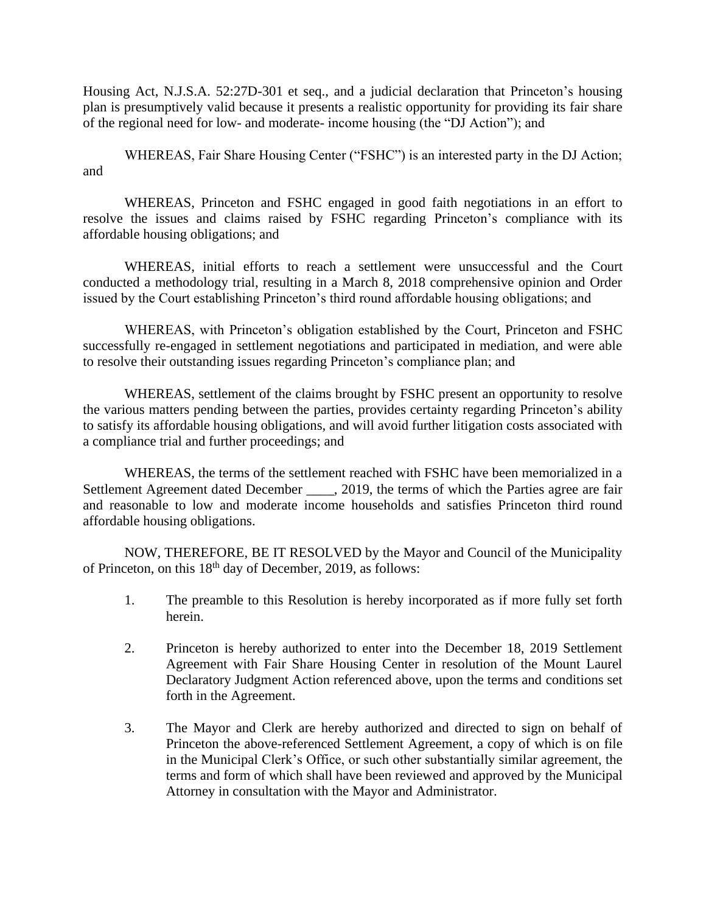Housing Act, N.J.S.A. 52:27D-301 et seq., and a judicial declaration that Princeton's housing plan is presumptively valid because it presents a realistic opportunity for providing its fair share of the regional need for low- and moderate- income housing (the "DJ Action"); and

WHEREAS, Fair Share Housing Center ("FSHC") is an interested party in the DJ Action; and

WHEREAS, Princeton and FSHC engaged in good faith negotiations in an effort to resolve the issues and claims raised by FSHC regarding Princeton's compliance with its affordable housing obligations; and

WHEREAS, initial efforts to reach a settlement were unsuccessful and the Court conducted a methodology trial, resulting in a March 8, 2018 comprehensive opinion and Order issued by the Court establishing Princeton's third round affordable housing obligations; and

WHEREAS, with Princeton's obligation established by the Court, Princeton and FSHC successfully re-engaged in settlement negotiations and participated in mediation, and were able to resolve their outstanding issues regarding Princeton's compliance plan; and

WHEREAS, settlement of the claims brought by FSHC present an opportunity to resolve the various matters pending between the parties, provides certainty regarding Princeton's ability to satisfy its affordable housing obligations, and will avoid further litigation costs associated with a compliance trial and further proceedings; and

WHEREAS, the terms of the settlement reached with FSHC have been memorialized in a Settlement Agreement dated December ____, 2019, the terms of which the Parties agree are fair and reasonable to low and moderate income households and satisfies Princeton third round affordable housing obligations.

NOW, THEREFORE, BE IT RESOLVED by the Mayor and Council of the Municipality of Princeton, on this 18th day of December, 2019, as follows:

1. The preamble to this Resolution is hereby incorporated as if more fully set forth herein.

2. Princeton is hereby authorized to enter into the December 18, 2019 Settlement Agreement with Fair Share Housing Center in resolution of the Mount Laurel Declaratory Judgment Action referenced above, upon the terms and conditions set forth in the Agreement.

3. The Mayor and Clerk are hereby authorized and directed to sign on behalf of Princeton the above-referenced Settlement Agreement, a copy of which is on file in the Municipal Clerk's Office, or such other substantially similar agreement, the terms and form of which shall have been reviewed and approved by the Municipal Attorney in consultation with the Mayor and Administrator.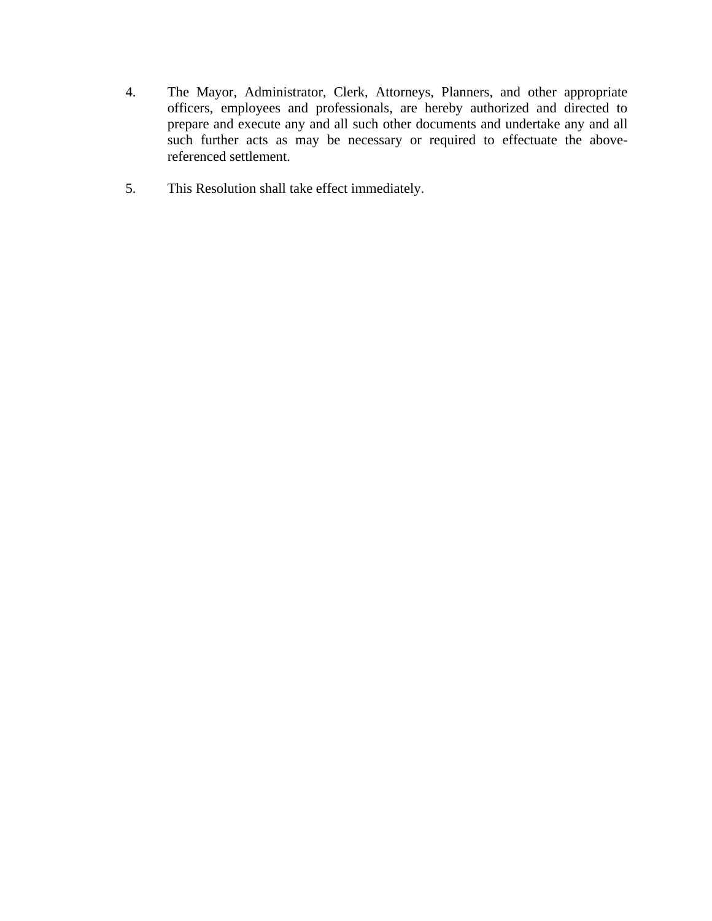4. The Mayor, Administrator, Clerk, Attorneys, Planners, and other appropriate officers, employees and professionals, are hereby authorized and directed to prepare and execute any and all such other documents and undertake any and all such further acts as may be necessary or required to effectuate the above-referenced settlement.

5. This Resolution shall take effect immediately.